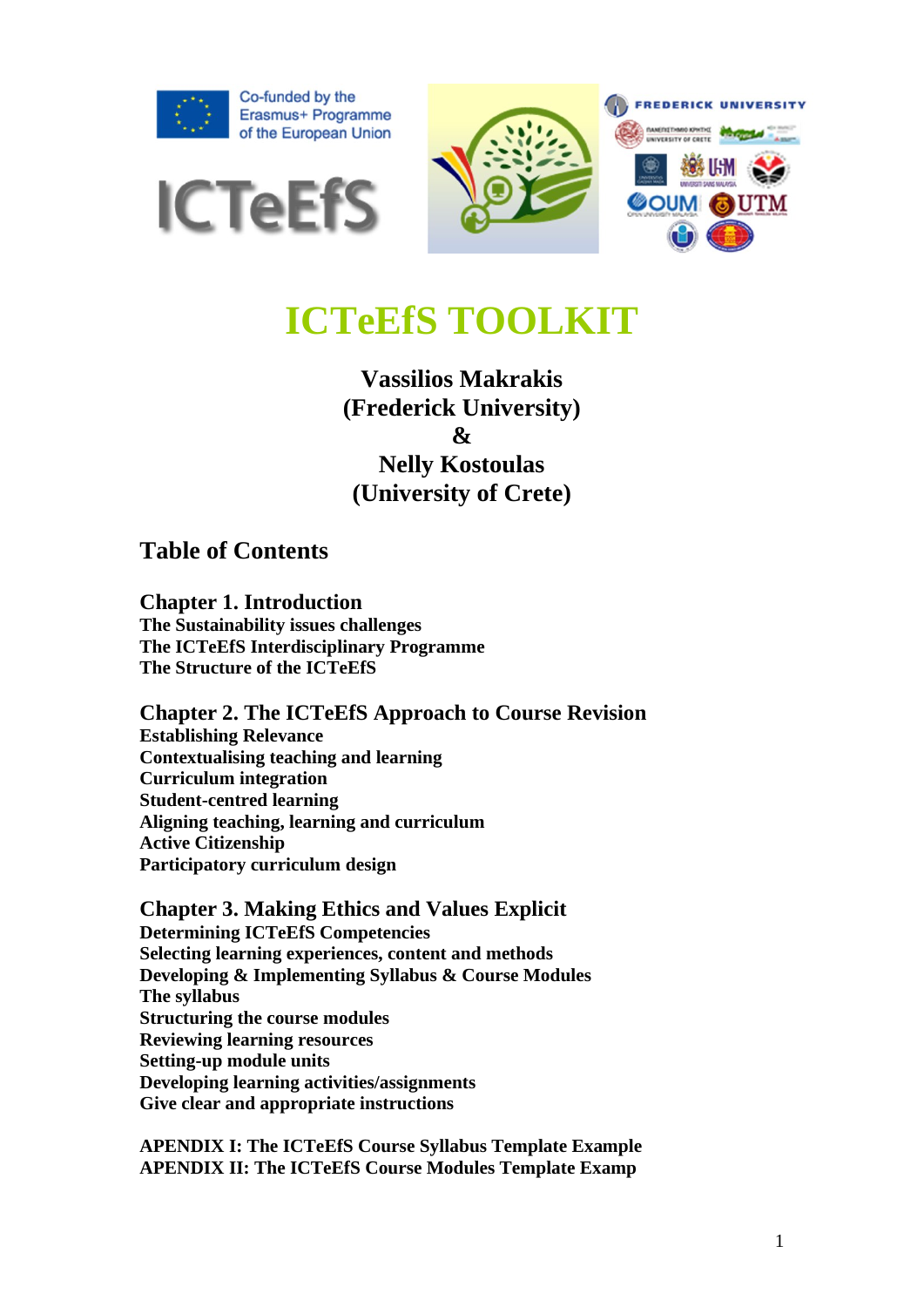Co-funded by the Erasmus+ Programme of the European Union

ICTeEfS

# ICTeEfS TOOLKIT

**Vassilios Makrakis**
**(Frederick University)**
**&**
**Nelly Kostoulas**
**(University of Crete)**

## Table of Contents

### Chapter 1. Introduction

**The Sustainability issues challenges**
**The ICTeEfS Interdisciplinary Programme**
**The Structure of the ICTeEfS**

### Chapter 2. The ICTeEfS Approach to Course Revision

**Establishing Relevance**
**Contextualising teaching and learning**
**Curriculum integration**
**Student-centred learning**
**Aligning teaching, learning and curriculum**
**Active Citizenship**
**Participatory curriculum design**

### Chapter 3. Making Ethics and Values Explicit

**Determining ICTeEfS Competencies**
**Selecting learning experiences, content and methods**
**Developing & Implementing Syllabus & Course Modules**
**The syllabus**
**Structuring the course modules**
**Reviewing learning resources**
**Setting-up module units**
**Developing learning activities/assignments**
**Give clear and appropriate instructions**

**APENDIX I: The ICTeEfS Course Syllabus Template Example**
**APENDIX II: The ICTeEfS Course Modules Template Examp**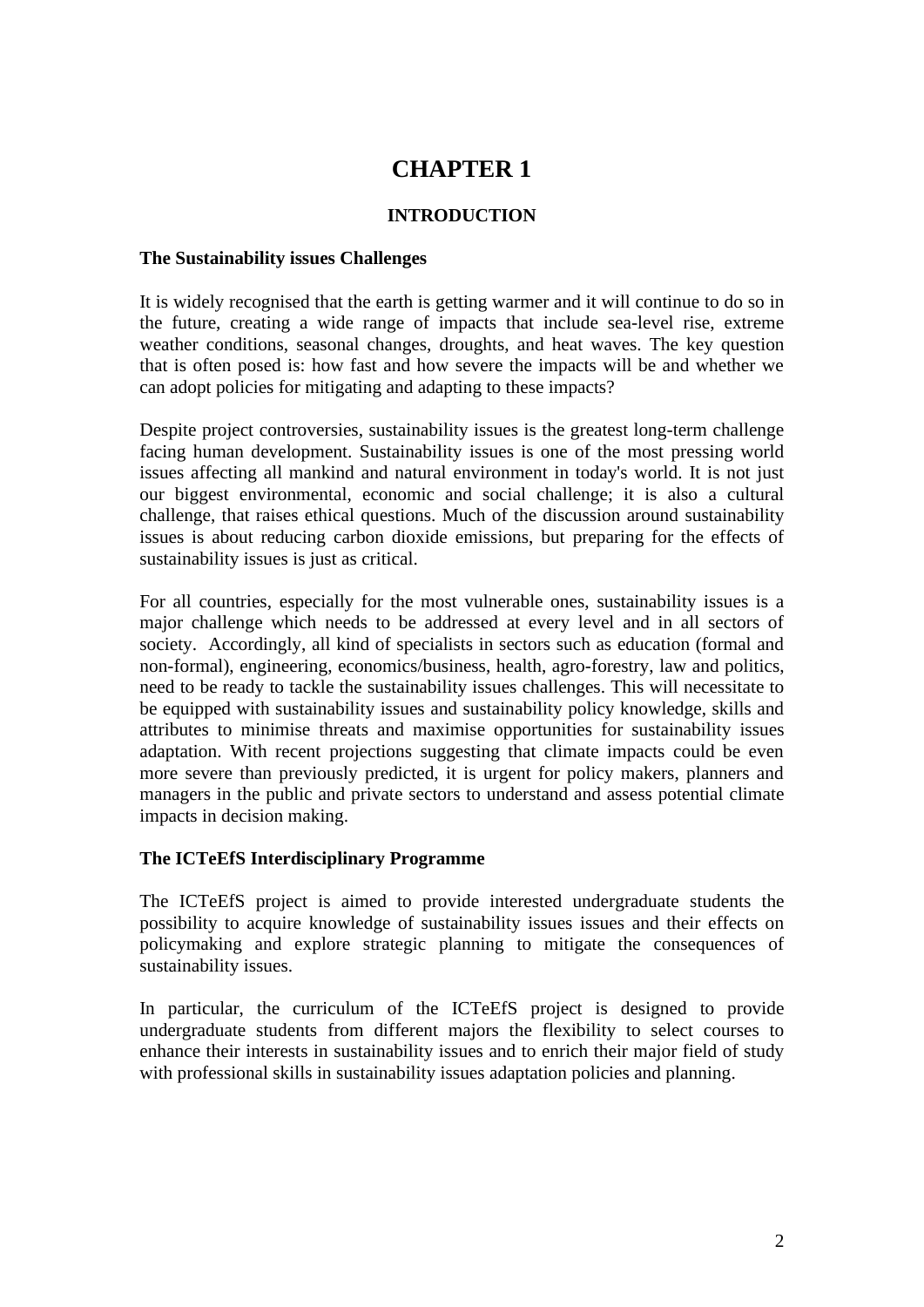# CHAPTER 1

## INTRODUCTION

### The Sustainability issues Challenges

It is widely recognised that the earth is getting warmer and it will continue to do so in the future, creating a wide range of impacts that include sea-level rise, extreme weather conditions, seasonal changes, droughts, and heat waves. The key question that is often posed is: how fast and how severe the impacts will be and whether we can adopt policies for mitigating and adapting to these impacts?

Despite project controversies, sustainability issues is the greatest long-term challenge facing human development. Sustainability issues is one of the most pressing world issues affecting all mankind and natural environment in today's world. It is not just our biggest environmental, economic and social challenge; it is also a cultural challenge, that raises ethical questions. Much of the discussion around sustainability issues is about reducing carbon dioxide emissions, but preparing for the effects of sustainability issues is just as critical.

For all countries, especially for the most vulnerable ones, sustainability issues is a major challenge which needs to be addressed at every level and in all sectors of society. Accordingly, all kind of specialists in sectors such as education (formal and non-formal), engineering, economics/business, health, agro-forestry, law and politics, need to be ready to tackle the sustainability issues challenges. This will necessitate to be equipped with sustainability issues and sustainability policy knowledge, skills and attributes to minimise threats and maximise opportunities for sustainability issues adaptation. With recent projections suggesting that climate impacts could be even more severe than previously predicted, it is urgent for policy makers, planners and managers in the public and private sectors to understand and assess potential climate impacts in decision making.

### The ICTeEfS Interdisciplinary Programme

The ICTeEfS project is aimed to provide interested undergraduate students the possibility to acquire knowledge of sustainability issues issues and their effects on policymaking and explore strategic planning to mitigate the consequences of sustainability issues.

In particular, the curriculum of the ICTeEfS project is designed to provide undergraduate students from different majors the flexibility to select courses to enhance their interests in sustainability issues and to enrich their major field of study with professional skills in sustainability issues adaptation policies and planning.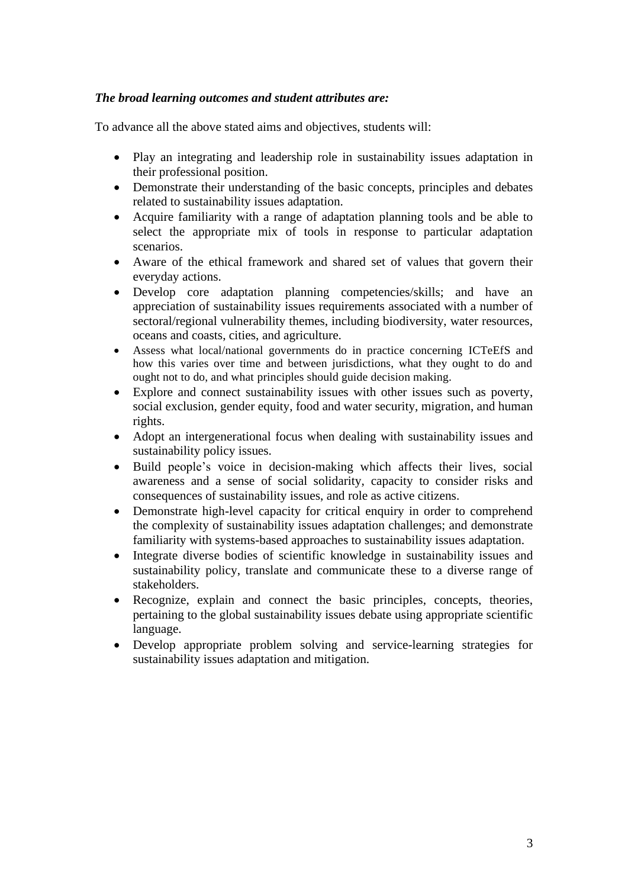***The broad learning outcomes and student attributes are:***

To advance all the above stated aims and objectives, students will:

- Play an integrating and leadership role in sustainability issues adaptation in their professional position.
- Demonstrate their understanding of the basic concepts, principles and debates related to sustainability issues adaptation.
- Acquire familiarity with a range of adaptation planning tools and be able to select the appropriate mix of tools in response to particular adaptation scenarios.
- Aware of the ethical framework and shared set of values that govern their everyday actions.
- Develop core adaptation planning competencies/skills; and have an appreciation of sustainability issues requirements associated with a number of sectoral/regional vulnerability themes, including biodiversity, water resources, oceans and coasts, cities, and agriculture.
- Assess what local/national governments do in practice concerning ICTeEfS and how this varies over time and between jurisdictions, what they ought to do and ought not to do, and what principles should guide decision making.
- Explore and connect sustainability issues with other issues such as poverty, social exclusion, gender equity, food and water security, migration, and human rights.
- Adopt an intergenerational focus when dealing with sustainability issues and sustainability policy issues.
- Build people's voice in decision-making which affects their lives, social awareness and a sense of social solidarity, capacity to consider risks and consequences of sustainability issues, and role as active citizens.
- Demonstrate high-level capacity for critical enquiry in order to comprehend the complexity of sustainability issues adaptation challenges; and demonstrate familiarity with systems-based approaches to sustainability issues adaptation.
- Integrate diverse bodies of scientific knowledge in sustainability issues and sustainability policy, translate and communicate these to a diverse range of stakeholders.
- Recognize, explain and connect the basic principles, concepts, theories, pertaining to the global sustainability issues debate using appropriate scientific language.
- Develop appropriate problem solving and service-learning strategies for sustainability issues adaptation and mitigation.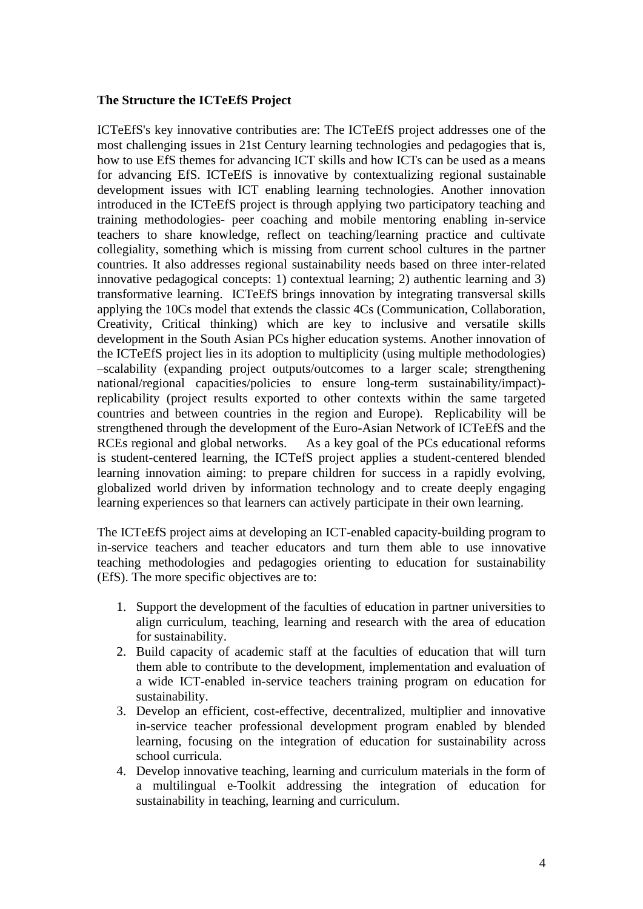**The Structure the ICTeEfS Project**

ICTeEfS's key innovative contributies are: The ICTeEfS project addresses one of the most challenging issues in 21st Century learning technologies and pedagogies that is, how to use EfS themes for advancing ICT skills and how ICTs can be used as a means for advancing EfS. ICTeEfS is innovative by contextualizing regional sustainable development issues with ICT enabling learning technologies. Another innovation introduced in the ICTeEfS project is through applying two participatory teaching and training methodologies- peer coaching and mobile mentoring enabling in-service teachers to share knowledge, reflect on teaching/learning practice and cultivate collegiality, something which is missing from current school cultures in the partner countries. It also addresses regional sustainability needs based on three inter-related innovative pedagogical concepts: 1) contextual learning; 2) authentic learning and 3) transformative learning. ICTeEfS brings innovation by integrating transversal skills applying the 10Cs model that extends the classic 4Cs (Communication, Collaboration, Creativity, Critical thinking) which are key to inclusive and versatile skills development in the South Asian PCs higher education systems. Another innovation of the ICTeEfS project lies in its adoption to multiplicity (using multiple methodologies) –scalability (expanding project outputs/outcomes to a larger scale; strengthening national/regional capacities/policies to ensure long-term sustainability/impact)-replicability (project results exported to other contexts within the same targeted countries and between countries in the region and Europe). Replicability will be strengthened through the development of the Euro-Asian Network of ICTeEfS and the RCEs regional and global networks. As a key goal of the PCs educational reforms is student-centered learning, the ICTefS project applies a student-centered blended learning innovation aiming: to prepare children for success in a rapidly evolving, globalized world driven by information technology and to create deeply engaging learning experiences so that learners can actively participate in their own learning.

The ICTeEfS project aims at developing an ICT-enabled capacity-building program to in-service teachers and teacher educators and turn them able to use innovative teaching methodologies and pedagogies orienting to education for sustainability (EfS). The more specific objectives are to:

1. Support the development of the faculties of education in partner universities to align curriculum, teaching, learning and research with the area of education for sustainability.
2. Build capacity of academic staff at the faculties of education that will turn them able to contribute to the development, implementation and evaluation of a wide ICT-enabled in-service teachers training program on education for sustainability.
3. Develop an efficient, cost-effective, decentralized, multiplier and innovative in-service teacher professional development program enabled by blended learning, focusing on the integration of education for sustainability across school curricula.
4. Develop innovative teaching, learning and curriculum materials in the form of a multilingual e-Toolkit addressing the integration of education for sustainability in teaching, learning and curriculum.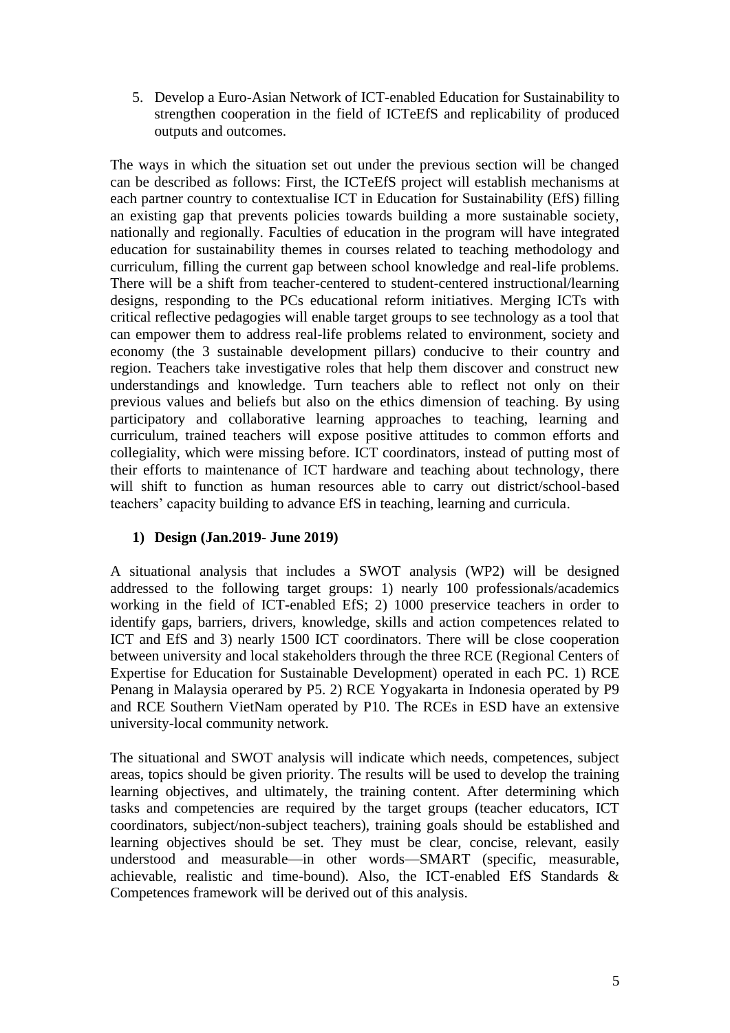5. Develop a Euro-Asian Network of ICT-enabled Education for Sustainability to strengthen cooperation in the field of ICTeEfS and replicability of produced outputs and outcomes.

The ways in which the situation set out under the previous section will be changed can be described as follows: First, the ICTeEfS project will establish mechanisms at each partner country to contextualise ICT in Education for Sustainability (EfS) filling an existing gap that prevents policies towards building a more sustainable society, nationally and regionally. Faculties of education in the program will have integrated education for sustainability themes in courses related to teaching methodology and curriculum, filling the current gap between school knowledge and real-life problems. There will be a shift from teacher-centered to student-centered instructional/learning designs, responding to the PCs educational reform initiatives. Merging ICTs with critical reflective pedagogies will enable target groups to see technology as a tool that can empower them to address real-life problems related to environment, society and economy (the 3 sustainable development pillars) conducive to their country and region. Teachers take investigative roles that help them discover and construct new understandings and knowledge. Turn teachers able to reflect not only on their previous values and beliefs but also on the ethics dimension of teaching. By using participatory and collaborative learning approaches to teaching, learning and curriculum, trained teachers will expose positive attitudes to common efforts and collegiality, which were missing before. ICT coordinators, instead of putting most of their efforts to maintenance of ICT hardware and teaching about technology, there will shift to function as human resources able to carry out district/school-based teachers' capacity building to advance EfS in teaching, learning and curricula.

**1) Design (Jan.2019- June 2019)**

A situational analysis that includes a SWOT analysis (WP2) will be designed addressed to the following target groups: 1) nearly 100 professionals/academics working in the field of ICT-enabled EfS; 2) 1000 preservice teachers in order to identify gaps, barriers, drivers, knowledge, skills and action competences related to ICT and EfS and 3) nearly 1500 ICT coordinators. There will be close cooperation between university and local stakeholders through the three RCE (Regional Centers of Expertise for Education for Sustainable Development) operated in each PC. 1) RCE Penang in Malaysia operared by P5. 2) RCE Yogyakarta in Indonesia operated by P9 and RCE Southern VietNam operated by P10. The RCEs in ESD have an extensive university-local community network.

The situational and SWOT analysis will indicate which needs, competences, subject areas, topics should be given priority. The results will be used to develop the training learning objectives, and ultimately, the training content. After determining which tasks and competencies are required by the target groups (teacher educators, ICT coordinators, subject/non-subject teachers), training goals should be established and learning objectives should be set. They must be clear, concise, relevant, easily understood and measurable—in other words—SMART (specific, measurable, achievable, realistic and time-bound). Also, the ICT-enabled EfS Standards & Competences framework will be derived out of this analysis.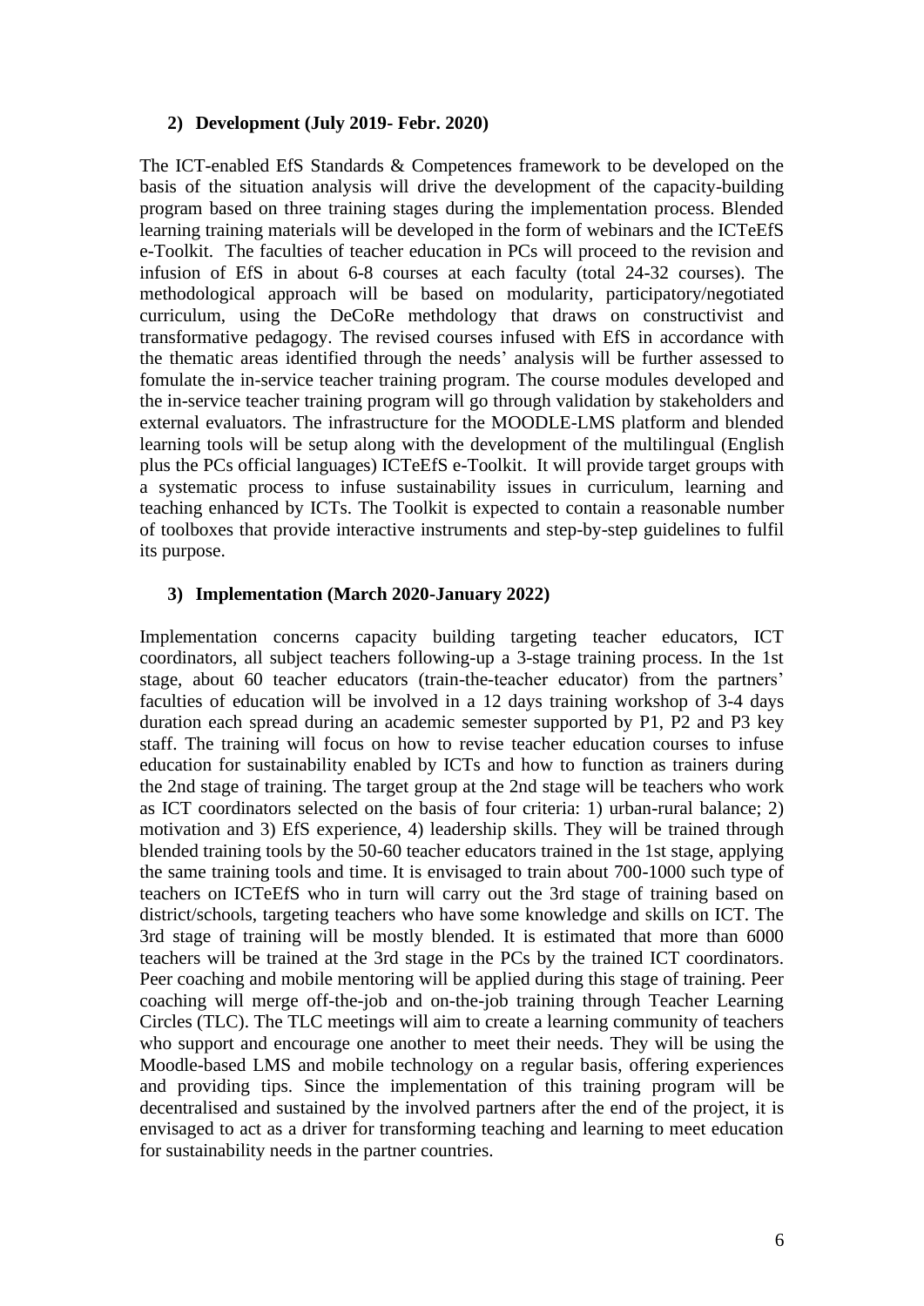### 2) Development (July 2019- Febr. 2020)

The ICT-enabled EfS Standards & Competences framework to be developed on the basis of the situation analysis will drive the development of the capacity-building program based on three training stages during the implementation process. Blended learning training materials will be developed in the form of webinars and the ICTeEfS e-Toolkit. The faculties of teacher education in PCs will proceed to the revision and infusion of EfS in about 6-8 courses at each faculty (total 24-32 courses). The methodological approach will be based on modularity, participatory/negotiated curriculum, using the DeCoRe methdology that draws on constructivist and transformative pedagogy. The revised courses infused with EfS in accordance with the thematic areas identified through the needs' analysis will be further assessed to fomulate the in-service teacher training program. The course modules developed and the in-service teacher training program will go through validation by stakeholders and external evaluators. The infrastructure for the MOODLE-LMS platform and blended learning tools will be setup along with the development of the multilingual (English plus the PCs official languages) ICTeEfS e-Toolkit. It will provide target groups with a systematic process to infuse sustainability issues in curriculum, learning and teaching enhanced by ICTs. The Toolkit is expected to contain a reasonable number of toolboxes that provide interactive instruments and step-by-step guidelines to fulfil its purpose.

### 3) Implementation (March 2020-January 2022)

Implementation concerns capacity building targeting teacher educators, ICT coordinators, all subject teachers following-up a 3-stage training process. In the 1st stage, about 60 teacher educators (train-the-teacher educator) from the partners' faculties of education will be involved in a 12 days training workshop of 3-4 days duration each spread during an academic semester supported by P1, P2 and P3 key staff. The training will focus on how to revise teacher education courses to infuse education for sustainability enabled by ICTs and how to function as trainers during the 2nd stage of training. The target group at the 2nd stage will be teachers who work as ICT coordinators selected on the basis of four criteria: 1) urban-rural balance; 2) motivation and 3) EfS experience, 4) leadership skills. They will be trained through blended training tools by the 50-60 teacher educators trained in the 1st stage, applying the same training tools and time. It is envisaged to train about 700-1000 such type of teachers on ICTeEfS who in turn will carry out the 3rd stage of training based on district/schools, targeting teachers who have some knowledge and skills on ICT. The 3rd stage of training will be mostly blended. It is estimated that more than 6000 teachers will be trained at the 3rd stage in the PCs by the trained ICT coordinators. Peer coaching and mobile mentoring will be applied during this stage of training. Peer coaching will merge off-the-job and on-the-job training through Teacher Learning Circles (TLC). The TLC meetings will aim to create a learning community of teachers who support and encourage one another to meet their needs. They will be using the Moodle-based LMS and mobile technology on a regular basis, offering experiences and providing tips. Since the implementation of this training program will be decentralised and sustained by the involved partners after the end of the project, it is envisaged to act as a driver for transforming teaching and learning to meet education for sustainability needs in the partner countries.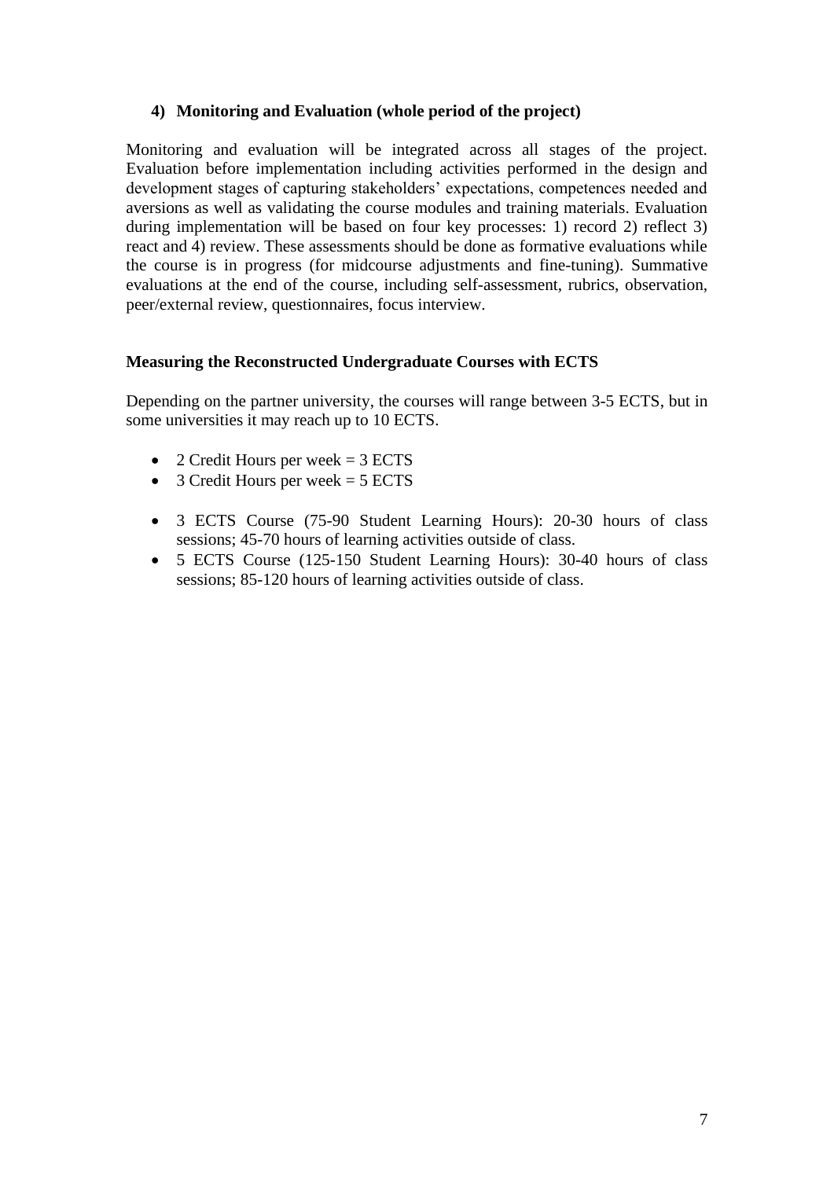### 4) Monitoring and Evaluation (whole period of the project)

Monitoring and evaluation will be integrated across all stages of the project. Evaluation before implementation including activities performed in the design and development stages of capturing stakeholders' expectations, competences needed and aversions as well as validating the course modules and training materials. Evaluation during implementation will be based on four key processes: 1) record 2) reflect 3) react and 4) review. These assessments should be done as formative evaluations while the course is in progress (for midcourse adjustments and fine-tuning). Summative evaluations at the end of the course, including self-assessment, rubrics, observation, peer/external review, questionnaires, focus interview.

### Measuring the Reconstructed Undergraduate Courses with ECTS

Depending on the partner university, the courses will range between 3-5 ECTS, but in some universities it may reach up to 10 ECTS.

- 2 Credit Hours per week = 3 ECTS
- 3 Credit Hours per week = 5 ECTS

- 3 ECTS Course (75-90 Student Learning Hours): 20-30 hours of class sessions; 45-70 hours of learning activities outside of class.
- 5 ECTS Course (125-150 Student Learning Hours): 30-40 hours of class sessions; 85-120 hours of learning activities outside of class.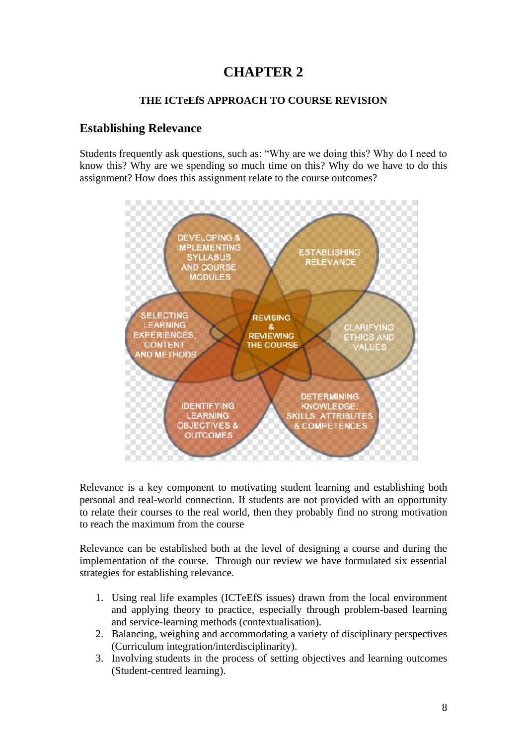# CHAPTER 2

**THE ICTeEfS APPROACH TO COURSE REVISION**

## Establishing Relevance

Students frequently ask questions, such as: "Why are we doing this? Why do I need to know this? Why are we spending so much time on this? Why do we have to do this assignment? How does this assignment relate to the course outcomes?

Relevance is a key component to motivating student learning and establishing both personal and real-world connection. If students are not provided with an opportunity to relate their courses to the real world, then they probably find no strong motivation to reach the maximum from the course

Relevance can be established both at the level of designing a course and during the implementation of the course. Through our review we have formulated six essential strategies for establishing relevance.

1. Using real life examples (ICTeEfS issues) drawn from the local environment and applying theory to practice, especially through problem-based learning and service-learning methods (contextualisation).
2. Balancing, weighing and accommodating a variety of disciplinary perspectives (Curriculum integration/interdisciplinarity).
3. Involving students in the process of setting objectives and learning outcomes (Student-centred learning).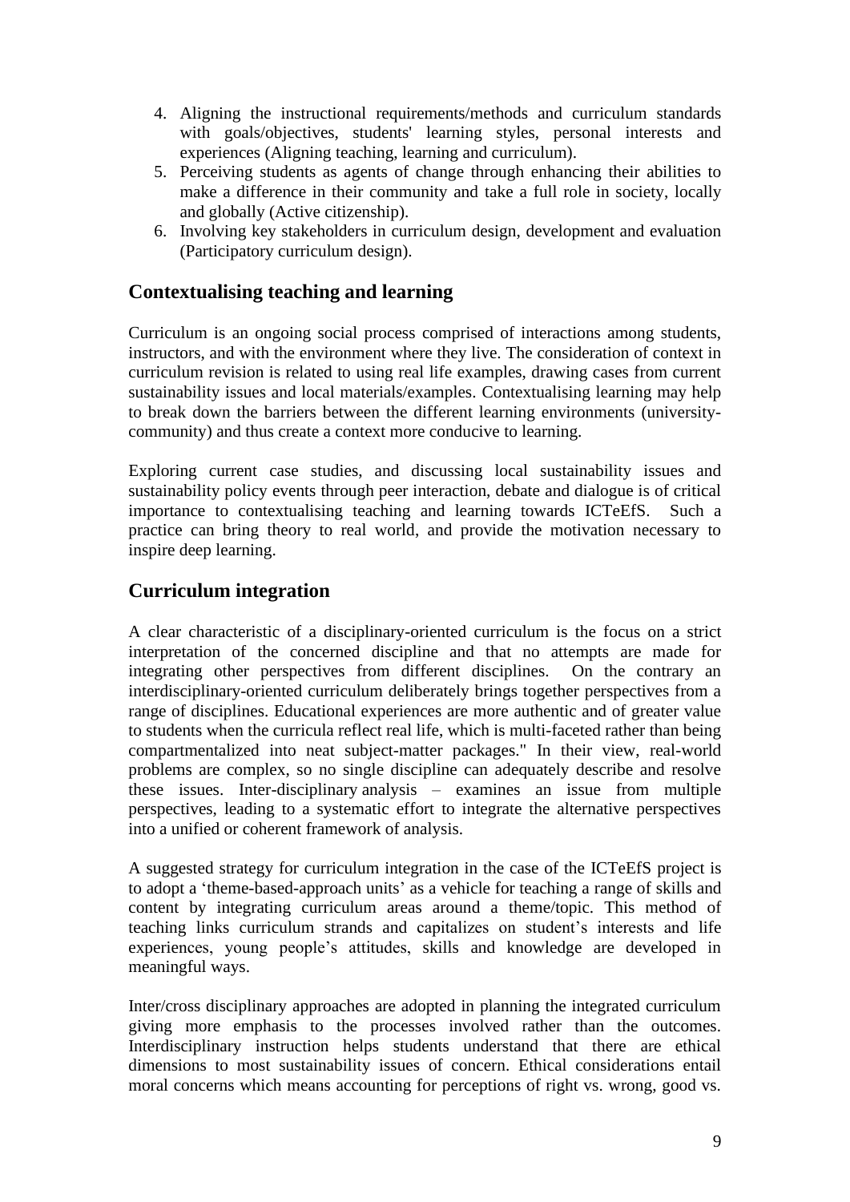4. Aligning the instructional requirements/methods and curriculum standards with goals/objectives, students' learning styles, personal interests and experiences (Aligning teaching, learning and curriculum).
5. Perceiving students as agents of change through enhancing their abilities to make a difference in their community and take a full role in society, locally and globally (Active citizenship).
6. Involving key stakeholders in curriculum design, development and evaluation (Participatory curriculum design).

## Contextualising teaching and learning

Curriculum is an ongoing social process comprised of interactions among students, instructors, and with the environment where they live. The consideration of context in curriculum revision is related to using real life examples, drawing cases from current sustainability issues and local materials/examples. Contextualising learning may help to break down the barriers between the different learning environments (university-community) and thus create a context more conducive to learning.

Exploring current case studies, and discussing local sustainability issues and sustainability policy events through peer interaction, debate and dialogue is of critical importance to contextualising teaching and learning towards ICTeEfS. Such a practice can bring theory to real world, and provide the motivation necessary to inspire deep learning.

## Curriculum integration

A clear characteristic of a disciplinary-oriented curriculum is the focus on a strict interpretation of the concerned discipline and that no attempts are made for integrating other perspectives from different disciplines. On the contrary an interdisciplinary-oriented curriculum deliberately brings together perspectives from a range of disciplines. Educational experiences are more authentic and of greater value to students when the curricula reflect real life, which is multi-faceted rather than being compartmentalized into neat subject-matter packages." In their view, real-world problems are complex, so no single discipline can adequately describe and resolve these issues. Inter-disciplinary analysis – examines an issue from multiple perspectives, leading to a systematic effort to integrate the alternative perspectives into a unified or coherent framework of analysis.

A suggested strategy for curriculum integration in the case of the ICTeEfS project is to adopt a 'theme-based-approach units' as a vehicle for teaching a range of skills and content by integrating curriculum areas around a theme/topic. This method of teaching links curriculum strands and capitalizes on student's interests and life experiences, young people's attitudes, skills and knowledge are developed in meaningful ways.

Inter/cross disciplinary approaches are adopted in planning the integrated curriculum giving more emphasis to the processes involved rather than the outcomes. Interdisciplinary instruction helps students understand that there are ethical dimensions to most sustainability issues of concern. Ethical considerations entail moral concerns which means accounting for perceptions of right vs. wrong, good vs.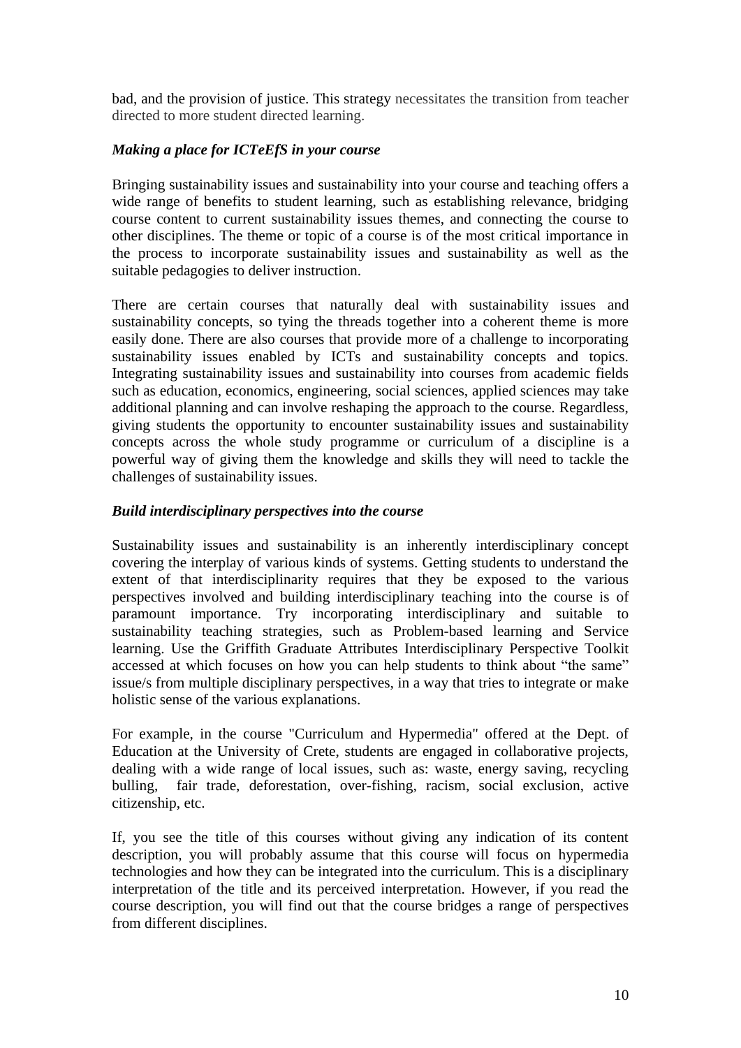bad, and the provision of justice. This strategy necessitates the transition from teacher directed to more student directed learning.

*Making a place for ICTeEfS in your course*

Bringing sustainability issues and sustainability into your course and teaching offers a wide range of benefits to student learning, such as establishing relevance, bridging course content to current sustainability issues themes, and connecting the course to other disciplines. The theme or topic of a course is of the most critical importance in the process to incorporate sustainability issues and sustainability as well as the suitable pedagogies to deliver instruction.

There are certain courses that naturally deal with sustainability issues and sustainability concepts, so tying the threads together into a coherent theme is more easily done. There are also courses that provide more of a challenge to incorporating sustainability issues enabled by ICTs and sustainability concepts and topics. Integrating sustainability issues and sustainability into courses from academic fields such as education, economics, engineering, social sciences, applied sciences may take additional planning and can involve reshaping the approach to the course. Regardless, giving students the opportunity to encounter sustainability issues and sustainability concepts across the whole study programme or curriculum of a discipline is a powerful way of giving them the knowledge and skills they will need to tackle the challenges of sustainability issues.

*Build interdisciplinary perspectives into the course*

Sustainability issues and sustainability is an inherently interdisciplinary concept covering the interplay of various kinds of systems. Getting students to understand the extent of that interdisciplinarity requires that they be exposed to the various perspectives involved and building interdisciplinary teaching into the course is of paramount importance. Try incorporating interdisciplinary and suitable to sustainability teaching strategies, such as Problem-based learning and Service learning. Use the Griffith Graduate Attributes Interdisciplinary Perspective Toolkit accessed at which focuses on how you can help students to think about "the same" issue/s from multiple disciplinary perspectives, in a way that tries to integrate or make holistic sense of the various explanations.

For example, in the course "Curriculum and Hypermedia" offered at the Dept. of Education at the University of Crete, students are engaged in collaborative projects, dealing with a wide range of local issues, such as: waste, energy saving, recycling bulling, fair trade, deforestation, over-fishing, racism, social exclusion, active citizenship, etc.

If, you see the title of this courses without giving any indication of its content description, you will probably assume that this course will focus on hypermedia technologies and how they can be integrated into the curriculum. This is a disciplinary interpretation of the title and its perceived interpretation. However, if you read the course description, you will find out that the course bridges a range of perspectives from different disciplines.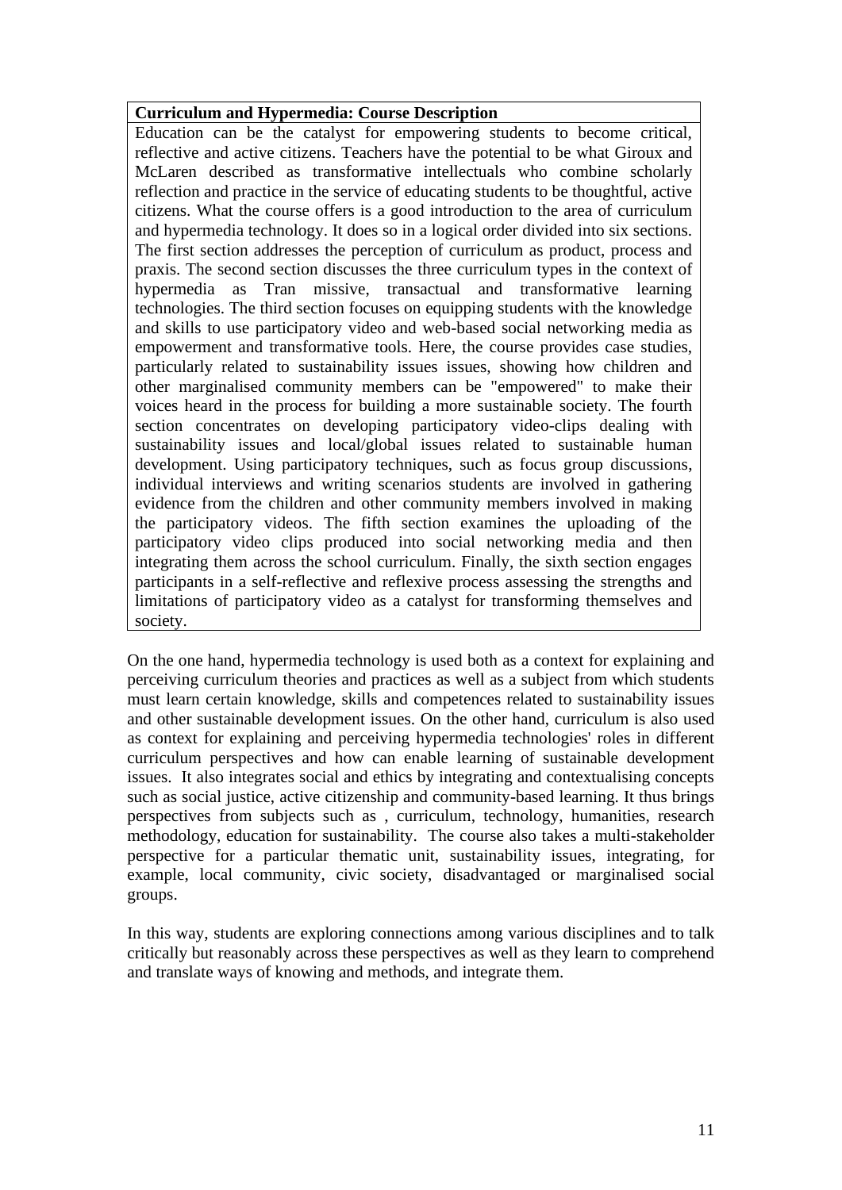**Curriculum and Hypermedia: Course Description**

Education can be the catalyst for empowering students to become critical, reflective and active citizens. Teachers have the potential to be what Giroux and McLaren described as transformative intellectuals who combine scholarly reflection and practice in the service of educating students to be thoughtful, active citizens. What the course offers is a good introduction to the area of curriculum and hypermedia technology. It does so in a logical order divided into six sections. The first section addresses the perception of curriculum as product, process and praxis. The second section discusses the three curriculum types in the context of hypermedia as Tran missive, transactual and transformative learning technologies. The third section focuses on equipping students with the knowledge and skills to use participatory video and web-based social networking media as empowerment and transformative tools. Here, the course provides case studies, particularly related to sustainability issues issues, showing how children and other marginalised community members can be "empowered" to make their voices heard in the process for building a more sustainable society. The fourth section concentrates on developing participatory video-clips dealing with sustainability issues and local/global issues related to sustainable human development. Using participatory techniques, such as focus group discussions, individual interviews and writing scenarios students are involved in gathering evidence from the children and other community members involved in making the participatory videos. The fifth section examines the uploading of the participatory video clips produced into social networking media and then integrating them across the school curriculum. Finally, the sixth section engages participants in a self-reflective and reflexive process assessing the strengths and limitations of participatory video as a catalyst for transforming themselves and society.

On the one hand, hypermedia technology is used both as a context for explaining and perceiving curriculum theories and practices as well as a subject from which students must learn certain knowledge, skills and competences related to sustainability issues and other sustainable development issues. On the other hand, curriculum is also used as context for explaining and perceiving hypermedia technologies' roles in different curriculum perspectives and how can enable learning of sustainable development issues. It also integrates social and ethics by integrating and contextualising concepts such as social justice, active citizenship and community-based learning. It thus brings perspectives from subjects such as , curriculum, technology, humanities, research methodology, education for sustainability. The course also takes a multi-stakeholder perspective for a particular thematic unit, sustainability issues, integrating, for example, local community, civic society, disadvantaged or marginalised social groups.

In this way, students are exploring connections among various disciplines and to talk critically but reasonably across these perspectives as well as they learn to comprehend and translate ways of knowing and methods, and integrate them.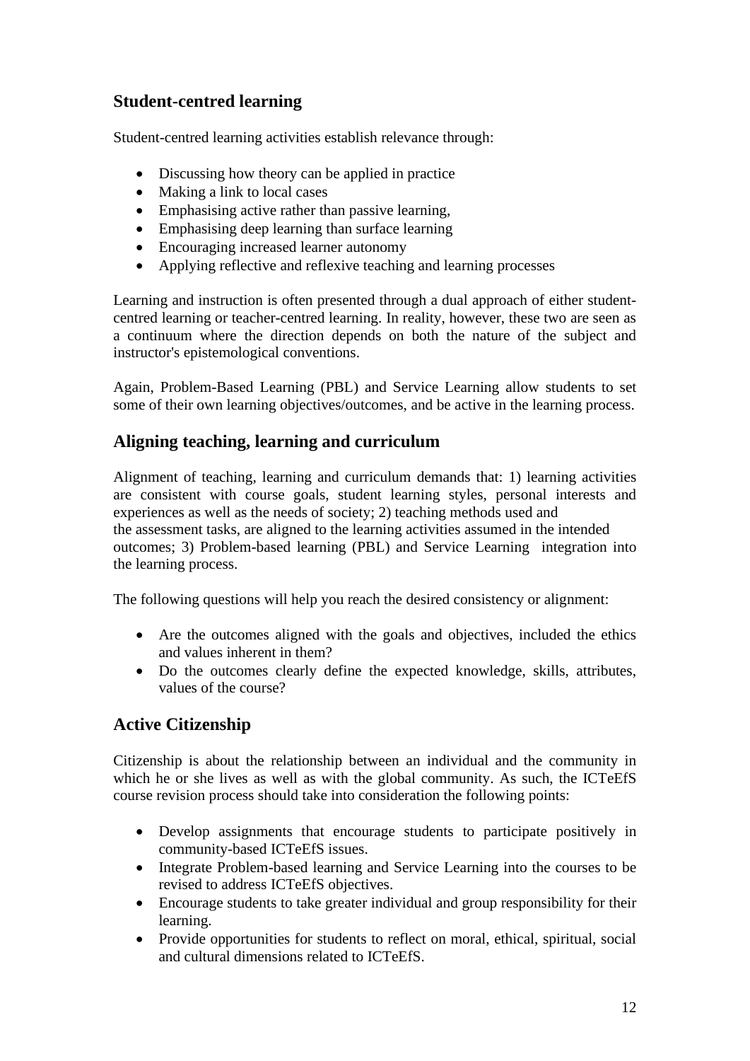## Student-centred learning

Student-centred learning activities establish relevance through:

- Discussing how theory can be applied in practice
- Making a link to local cases
- Emphasising active rather than passive learning,
- Emphasising deep learning than surface learning
- Encouraging increased learner autonomy
- Applying reflective and reflexive teaching and learning processes

Learning and instruction is often presented through a dual approach of either student-centred learning or teacher-centred learning. In reality, however, these two are seen as a continuum where the direction depends on both the nature of the subject and instructor's epistemological conventions.

Again, Problem-Based Learning (PBL) and Service Learning allow students to set some of their own learning objectives/outcomes, and be active in the learning process.

## Aligning teaching, learning and curriculum

Alignment of teaching, learning and curriculum demands that: 1) learning activities are consistent with course goals, student learning styles, personal interests and experiences as well as the needs of society; 2) teaching methods used and the assessment tasks, are aligned to the learning activities assumed in the intended outcomes; 3) Problem-based learning (PBL) and Service Learning integration into the learning process.

The following questions will help you reach the desired consistency or alignment:

- Are the outcomes aligned with the goals and objectives, included the ethics and values inherent in them?
- Do the outcomes clearly define the expected knowledge, skills, attributes, values of the course?

## Active Citizenship

Citizenship is about the relationship between an individual and the community in which he or she lives as well as with the global community. As such, the ICTeEfS course revision process should take into consideration the following points:

- Develop assignments that encourage students to participate positively in community-based ICTeEfS issues.
- Integrate Problem-based learning and Service Learning into the courses to be revised to address ICTeEfS objectives.
- Encourage students to take greater individual and group responsibility for their learning.
- Provide opportunities for students to reflect on moral, ethical, spiritual, social and cultural dimensions related to ICTeEfS.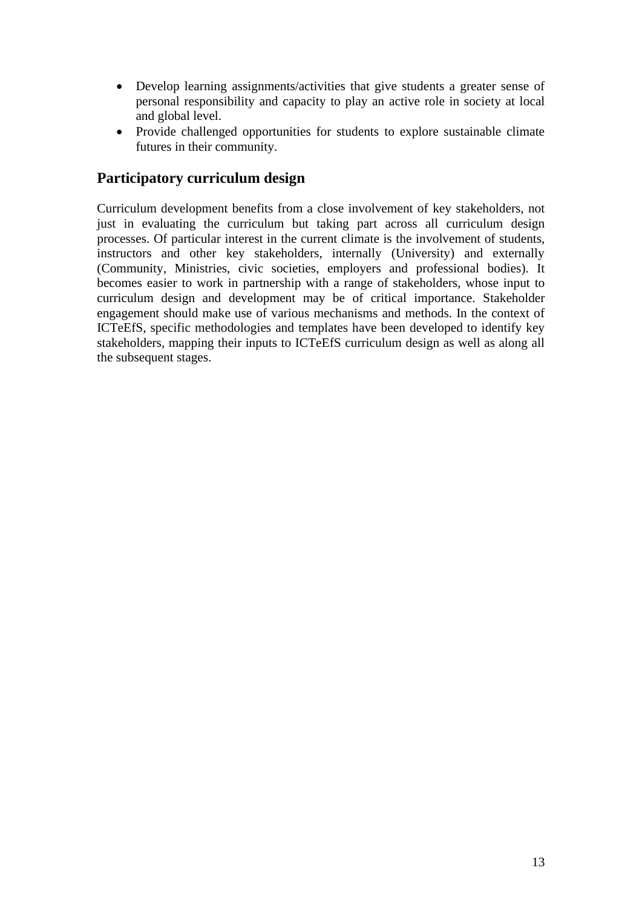- Develop learning assignments/activities that give students a greater sense of personal responsibility and capacity to play an active role in society at local and global level.
- Provide challenged opportunities for students to explore sustainable climate futures in their community.

## Participatory curriculum design

Curriculum development benefits from a close involvement of key stakeholders, not just in evaluating the curriculum but taking part across all curriculum design processes. Of particular interest in the current climate is the involvement of students, instructors and other key stakeholders, internally (University) and externally (Community, Ministries, civic societies, employers and professional bodies). It becomes easier to work in partnership with a range of stakeholders, whose input to curriculum design and development may be of critical importance. Stakeholder engagement should make use of various mechanisms and methods. In the context of ICTeEfS, specific methodologies and templates have been developed to identify key stakeholders, mapping their inputs to ICTeEfS curriculum design as well as along all the subsequent stages.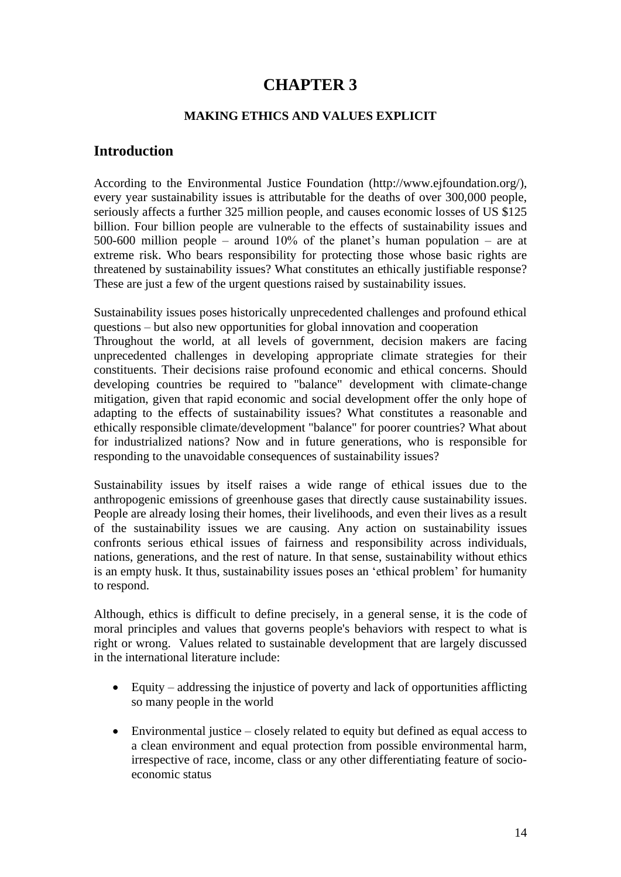# CHAPTER 3

**MAKING ETHICS AND VALUES EXPLICIT**

## Introduction

According to the Environmental Justice Foundation (http://www.ejfoundation.org/), every year sustainability issues is attributable for the deaths of over 300,000 people, seriously affects a further 325 million people, and causes economic losses of US $125 billion. Four billion people are vulnerable to the effects of sustainability issues and 500-600 million people – around 10% of the planet's human population – are at extreme risk. Who bears responsibility for protecting those whose basic rights are threatened by sustainability issues? What constitutes an ethically justifiable response? These are just a few of the urgent questions raised by sustainability issues.

Sustainability issues poses historically unprecedented challenges and profound ethical questions – but also new opportunities for global innovation and cooperation
Throughout the world, at all levels of government, decision makers are facing unprecedented challenges in developing appropriate climate strategies for their constituents. Their decisions raise profound economic and ethical concerns. Should developing countries be required to "balance" development with climate-change mitigation, given that rapid economic and social development offer the only hope of adapting to the effects of sustainability issues? What constitutes a reasonable and ethically responsible climate/development "balance" for poorer countries? What about for industrialized nations? Now and in future generations, who is responsible for responding to the unavoidable consequences of sustainability issues?

Sustainability issues by itself raises a wide range of ethical issues due to the anthropogenic emissions of greenhouse gases that directly cause sustainability issues. People are already losing their homes, their livelihoods, and even their lives as a result of the sustainability issues we are causing. Any action on sustainability issues confronts serious ethical issues of fairness and responsibility across individuals, nations, generations, and the rest of nature. In that sense, sustainability without ethics is an empty husk. It thus, sustainability issues poses an 'ethical problem' for humanity to respond.

Although, ethics is difficult to define precisely, in a general sense, it is the code of moral principles and values that governs people's behaviors with respect to what is right or wrong. Values related to sustainable development that are largely discussed in the international literature include:

- Equity – addressing the injustice of poverty and lack of opportunities afflicting so many people in the world
- Environmental justice – closely related to equity but defined as equal access to a clean environment and equal protection from possible environmental harm, irrespective of race, income, class or any other differentiating feature of socio-economic status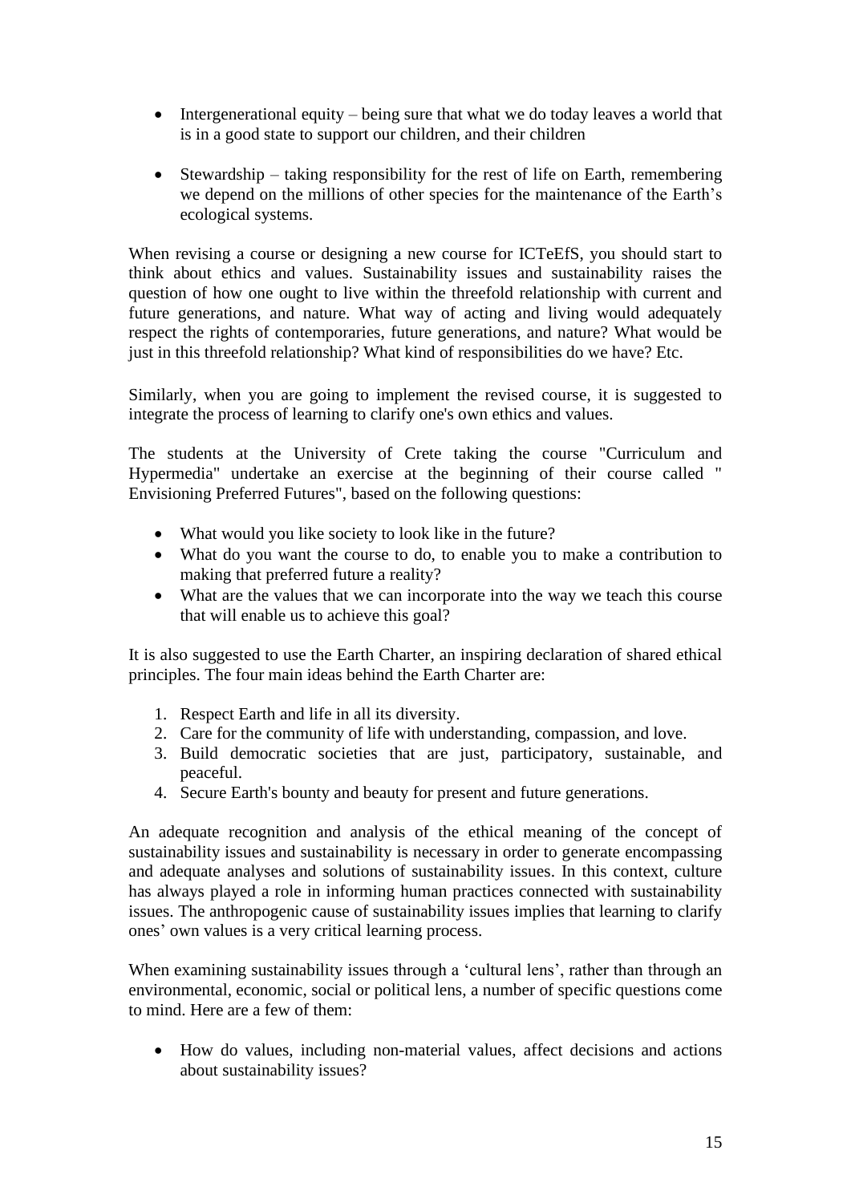- Intergenerational equity – being sure that what we do today leaves a world that is in a good state to support our children, and their children

- Stewardship – taking responsibility for the rest of life on Earth, remembering we depend on the millions of other species for the maintenance of the Earth's ecological systems.

When revising a course or designing a new course for ICTeEfS, you should start to think about ethics and values. Sustainability issues and sustainability raises the question of how one ought to live within the threefold relationship with current and future generations, and nature. What way of acting and living would adequately respect the rights of contemporaries, future generations, and nature? What would be just in this threefold relationship? What kind of responsibilities do we have? Etc.

Similarly, when you are going to implement the revised course, it is suggested to integrate the process of learning to clarify one's own ethics and values.

The students at the University of Crete taking the course "Curriculum and Hypermedia" undertake an exercise at the beginning of their course called " Envisioning Preferred Futures", based on the following questions:

- What would you like society to look like in the future?
- What do you want the course to do, to enable you to make a contribution to making that preferred future a reality?
- What are the values that we can incorporate into the way we teach this course that will enable us to achieve this goal?

It is also suggested to use the Earth Charter, an inspiring declaration of shared ethical principles. The four main ideas behind the Earth Charter are:

1. Respect Earth and life in all its diversity.
2. Care for the community of life with understanding, compassion, and love.
3. Build democratic societies that are just, participatory, sustainable, and peaceful.
4. Secure Earth's bounty and beauty for present and future generations.

An adequate recognition and analysis of the ethical meaning of the concept of sustainability issues and sustainability is necessary in order to generate encompassing and adequate analyses and solutions of sustainability issues. In this context, culture has always played a role in informing human practices connected with sustainability issues. The anthropogenic cause of sustainability issues implies that learning to clarify ones' own values is a very critical learning process.

When examining sustainability issues through a 'cultural lens', rather than through an environmental, economic, social or political lens, a number of specific questions come to mind. Here are a few of them:

- How do values, including non-material values, affect decisions and actions about sustainability issues?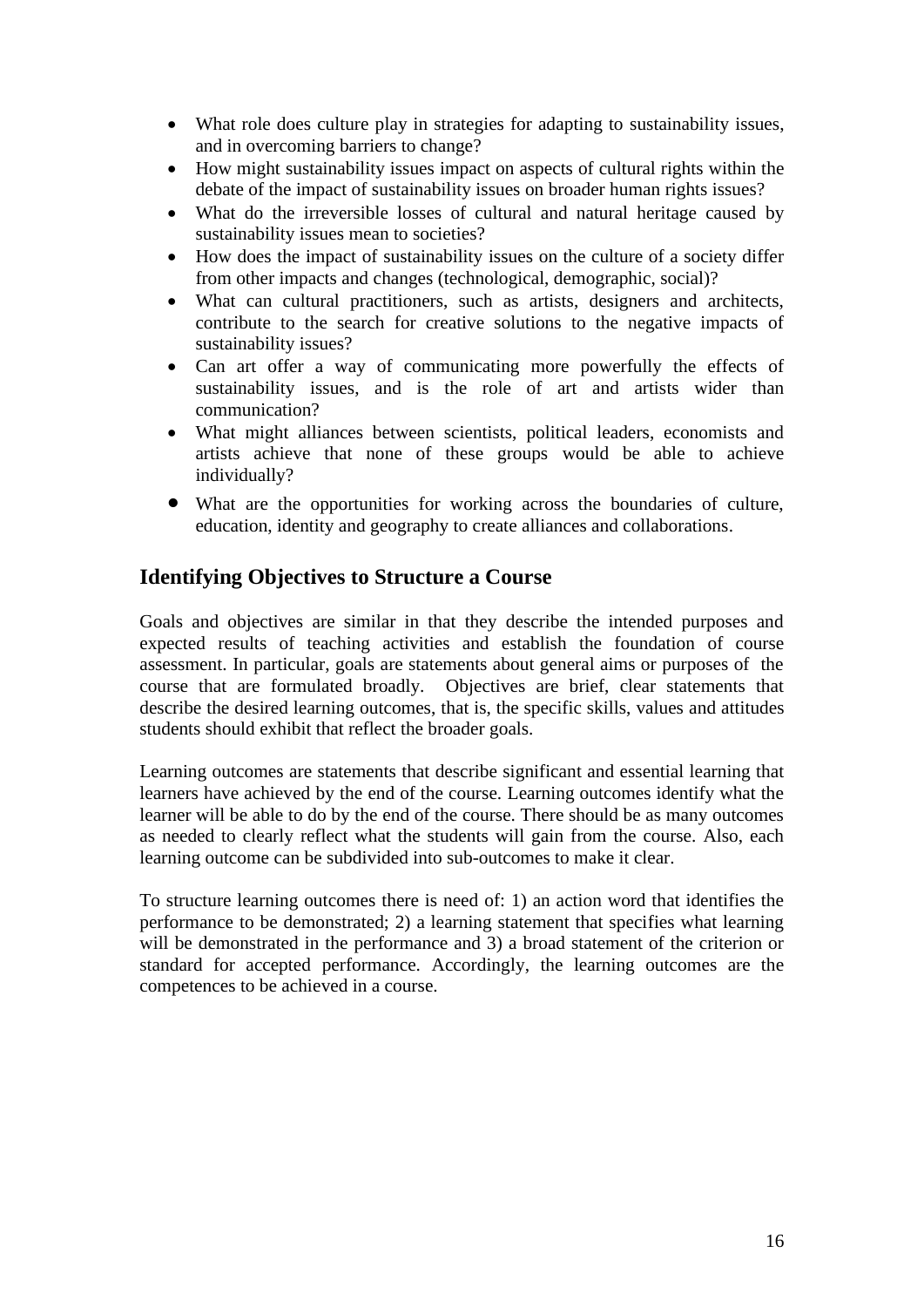- What role does culture play in strategies for adapting to sustainability issues, and in overcoming barriers to change?
- How might sustainability issues impact on aspects of cultural rights within the debate of the impact of sustainability issues on broader human rights issues?
- What do the irreversible losses of cultural and natural heritage caused by sustainability issues mean to societies?
- How does the impact of sustainability issues on the culture of a society differ from other impacts and changes (technological, demographic, social)?
- What can cultural practitioners, such as artists, designers and architects, contribute to the search for creative solutions to the negative impacts of sustainability issues?
- Can art offer a way of communicating more powerfully the effects of sustainability issues, and is the role of art and artists wider than communication?
- What might alliances between scientists, political leaders, economists and artists achieve that none of these groups would be able to achieve individually?
- What are the opportunities for working across the boundaries of culture, education, identity and geography to create alliances and collaborations.

## Identifying Objectives to Structure a Course

Goals and objectives are similar in that they describe the intended purposes and expected results of teaching activities and establish the foundation of course assessment. In particular, goals are statements about general aims or purposes of the course that are formulated broadly. Objectives are brief, clear statements that describe the desired learning outcomes, that is, the specific skills, values and attitudes students should exhibit that reflect the broader goals.

Learning outcomes are statements that describe significant and essential learning that learners have achieved by the end of the course. Learning outcomes identify what the learner will be able to do by the end of the course. There should be as many outcomes as needed to clearly reflect what the students will gain from the course. Also, each learning outcome can be subdivided into sub-outcomes to make it clear.

To structure learning outcomes there is need of: 1) an action word that identifies the performance to be demonstrated; 2) a learning statement that specifies what learning will be demonstrated in the performance and 3) a broad statement of the criterion or standard for accepted performance. Accordingly, the learning outcomes are the competences to be achieved in a course.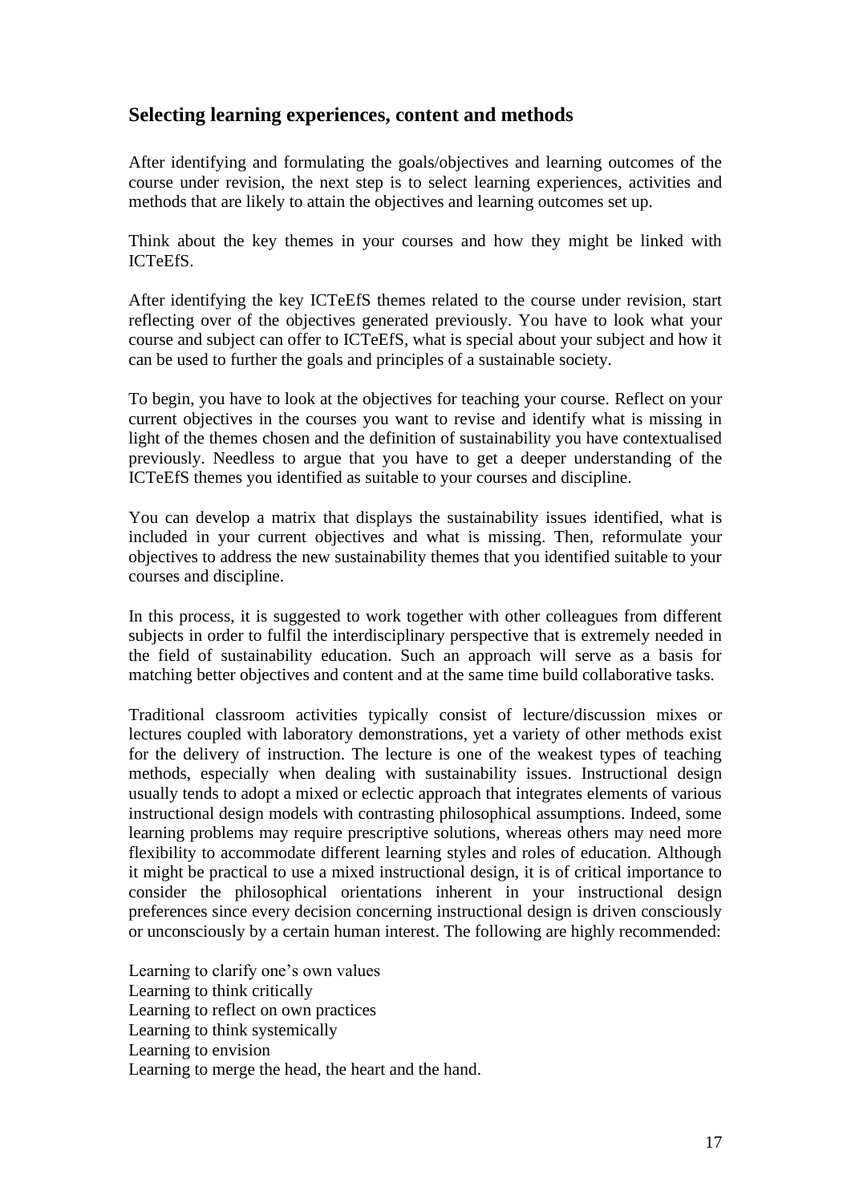## Selecting learning experiences, content and methods

After identifying and formulating the goals/objectives and learning outcomes of the course under revision, the next step is to select learning experiences, activities and methods that are likely to attain the objectives and learning outcomes set up.

Think about the key themes in your courses and how they might be linked with ICTeEfS.

After identifying the key ICTeEfS themes related to the course under revision, start reflecting over of the objectives generated previously. You have to look what your course and subject can offer to ICTeEfS, what is special about your subject and how it can be used to further the goals and principles of a sustainable society.

To begin, you have to look at the objectives for teaching your course. Reflect on your current objectives in the courses you want to revise and identify what is missing in light of the themes chosen and the definition of sustainability you have contextualised previously. Needless to argue that you have to get a deeper understanding of the ICTeEfS themes you identified as suitable to your courses and discipline.

You can develop a matrix that displays the sustainability issues identified, what is included in your current objectives and what is missing. Then, reformulate your objectives to address the new sustainability themes that you identified suitable to your courses and discipline.

In this process, it is suggested to work together with other colleagues from different subjects in order to fulfil the interdisciplinary perspective that is extremely needed in the field of sustainability education. Such an approach will serve as a basis for matching better objectives and content and at the same time build collaborative tasks.

Traditional classroom activities typically consist of lecture/discussion mixes or lectures coupled with laboratory demonstrations, yet a variety of other methods exist for the delivery of instruction. The lecture is one of the weakest types of teaching methods, especially when dealing with sustainability issues. Instructional design usually tends to adopt a mixed or eclectic approach that integrates elements of various instructional design models with contrasting philosophical assumptions. Indeed, some learning problems may require prescriptive solutions, whereas others may need more flexibility to accommodate different learning styles and roles of education. Although it might be practical to use a mixed instructional design, it is of critical importance to consider the philosophical orientations inherent in your instructional design preferences since every decision concerning instructional design is driven consciously or unconsciously by a certain human interest. The following are highly recommended:

Learning to clarify one's own values
Learning to think critically
Learning to reflect on own practices
Learning to think systemically
Learning to envision
Learning to merge the head, the heart and the hand.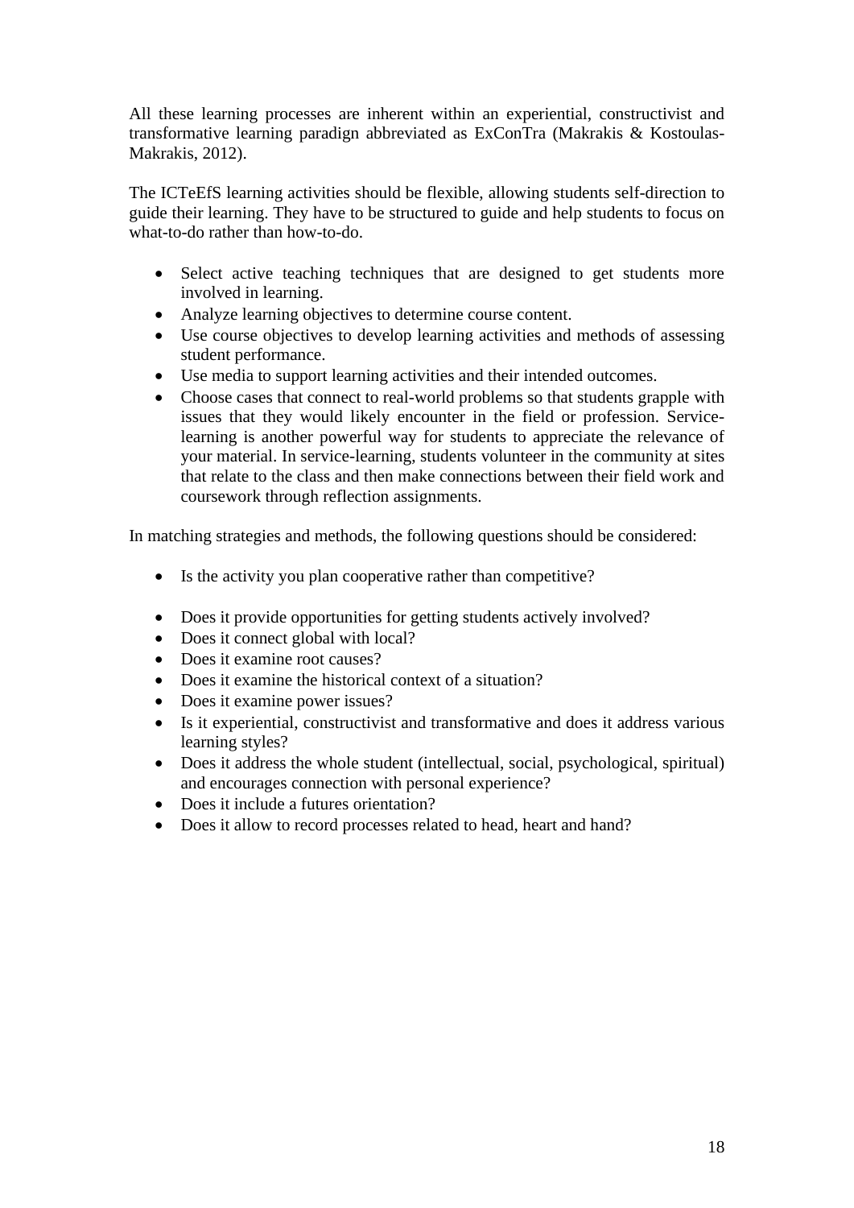All these learning processes are inherent within an experiential, constructivist and transformative learning paradign abbreviated as ExConTra (Makrakis & Kostoulas-Makrakis, 2012).

The ICTeEfS learning activities should be flexible, allowing students self-direction to guide their learning. They have to be structured to guide and help students to focus on what-to-do rather than how-to-do.

- Select active teaching techniques that are designed to get students more involved in learning.
- Analyze learning objectives to determine course content.
- Use course objectives to develop learning activities and methods of assessing student performance.
- Use media to support learning activities and their intended outcomes.
- Choose cases that connect to real-world problems so that students grapple with issues that they would likely encounter in the field or profession. Service-learning is another powerful way for students to appreciate the relevance of your material. In service-learning, students volunteer in the community at sites that relate to the class and then make connections between their field work and coursework through reflection assignments.

In matching strategies and methods, the following questions should be considered:

- Is the activity you plan cooperative rather than competitive?
- Does it provide opportunities for getting students actively involved?
- Does it connect global with local?
- Does it examine root causes?
- Does it examine the historical context of a situation?
- Does it examine power issues?
- Is it experiential, constructivist and transformative and does it address various learning styles?
- Does it address the whole student (intellectual, social, psychological, spiritual) and encourages connection with personal experience?
- Does it include a futures orientation?
- Does it allow to record processes related to head, heart and hand?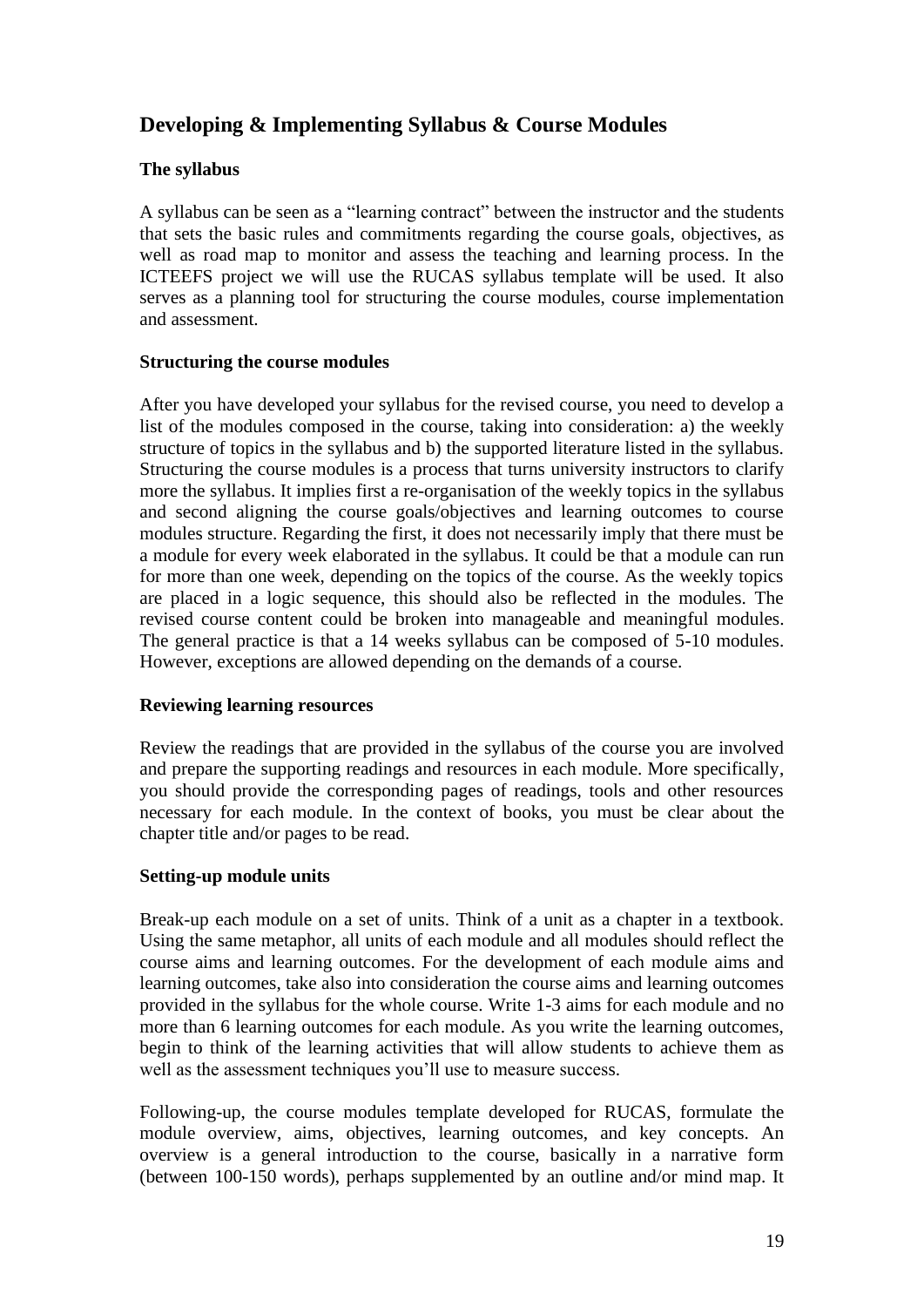## Developing & Implementing Syllabus & Course Modules

### The syllabus

A syllabus can be seen as a "learning contract" between the instructor and the students that sets the basic rules and commitments regarding the course goals, objectives, as well as road map to monitor and assess the teaching and learning process. In the ICTEEFS project we will use the RUCAS syllabus template will be used. It also serves as a planning tool for structuring the course modules, course implementation and assessment.

### Structuring the course modules

After you have developed your syllabus for the revised course, you need to develop a list of the modules composed in the course, taking into consideration: a) the weekly structure of topics in the syllabus and b) the supported literature listed in the syllabus. Structuring the course modules is a process that turns university instructors to clarify more the syllabus. It implies first a re-organisation of the weekly topics in the syllabus and second aligning the course goals/objectives and learning outcomes to course modules structure. Regarding the first, it does not necessarily imply that there must be a module for every week elaborated in the syllabus. It could be that a module can run for more than one week, depending on the topics of the course. As the weekly topics are placed in a logic sequence, this should also be reflected in the modules. The revised course content could be broken into manageable and meaningful modules. The general practice is that a 14 weeks syllabus can be composed of 5-10 modules. However, exceptions are allowed depending on the demands of a course.

### Reviewing learning resources

Review the readings that are provided in the syllabus of the course you are involved and prepare the supporting readings and resources in each module. More specifically, you should provide the corresponding pages of readings, tools and other resources necessary for each module. In the context of books, you must be clear about the chapter title and/or pages to be read.

### Setting-up module units

Break-up each module on a set of units. Think of a unit as a chapter in a textbook. Using the same metaphor, all units of each module and all modules should reflect the course aims and learning outcomes. For the development of each module aims and learning outcomes, take also into consideration the course aims and learning outcomes provided in the syllabus for the whole course. Write 1-3 aims for each module and no more than 6 learning outcomes for each module. As you write the learning outcomes, begin to think of the learning activities that will allow students to achieve them as well as the assessment techniques you'll use to measure success.

Following-up, the course modules template developed for RUCAS, formulate the module overview, aims, objectives, learning outcomes, and key concepts. An overview is a general introduction to the course, basically in a narrative form (between 100-150 words), perhaps supplemented by an outline and/or mind map. It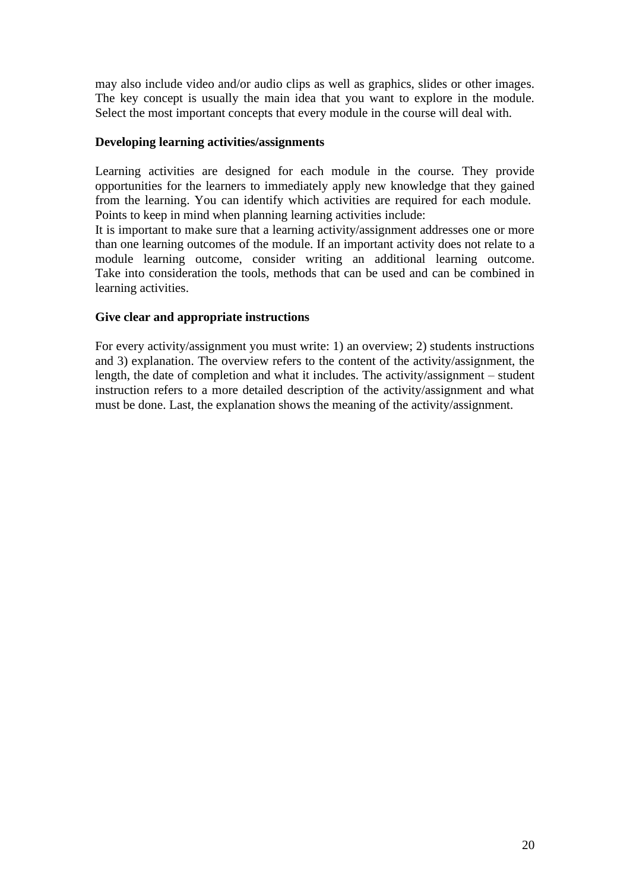may also include video and/or audio clips as well as graphics, slides or other images. The key concept is usually the main idea that you want to explore in the module. Select the most important concepts that every module in the course will deal with.

**Developing learning activities/assignments**

Learning activities are designed for each module in the course. They provide opportunities for the learners to immediately apply new knowledge that they gained from the learning. You can identify which activities are required for each module. Points to keep in mind when planning learning activities include:
It is important to make sure that a learning activity/assignment addresses one or more than one learning outcomes of the module. If an important activity does not relate to a module learning outcome, consider writing an additional learning outcome. Take into consideration the tools, methods that can be used and can be combined in learning activities.

**Give clear and appropriate instructions**

For every activity/assignment you must write: 1) an overview; 2) students instructions and 3) explanation. The overview refers to the content of the activity/assignment, the length, the date of completion and what it includes. The activity/assignment – student instruction refers to a more detailed description of the activity/assignment and what must be done. Last, the explanation shows the meaning of the activity/assignment.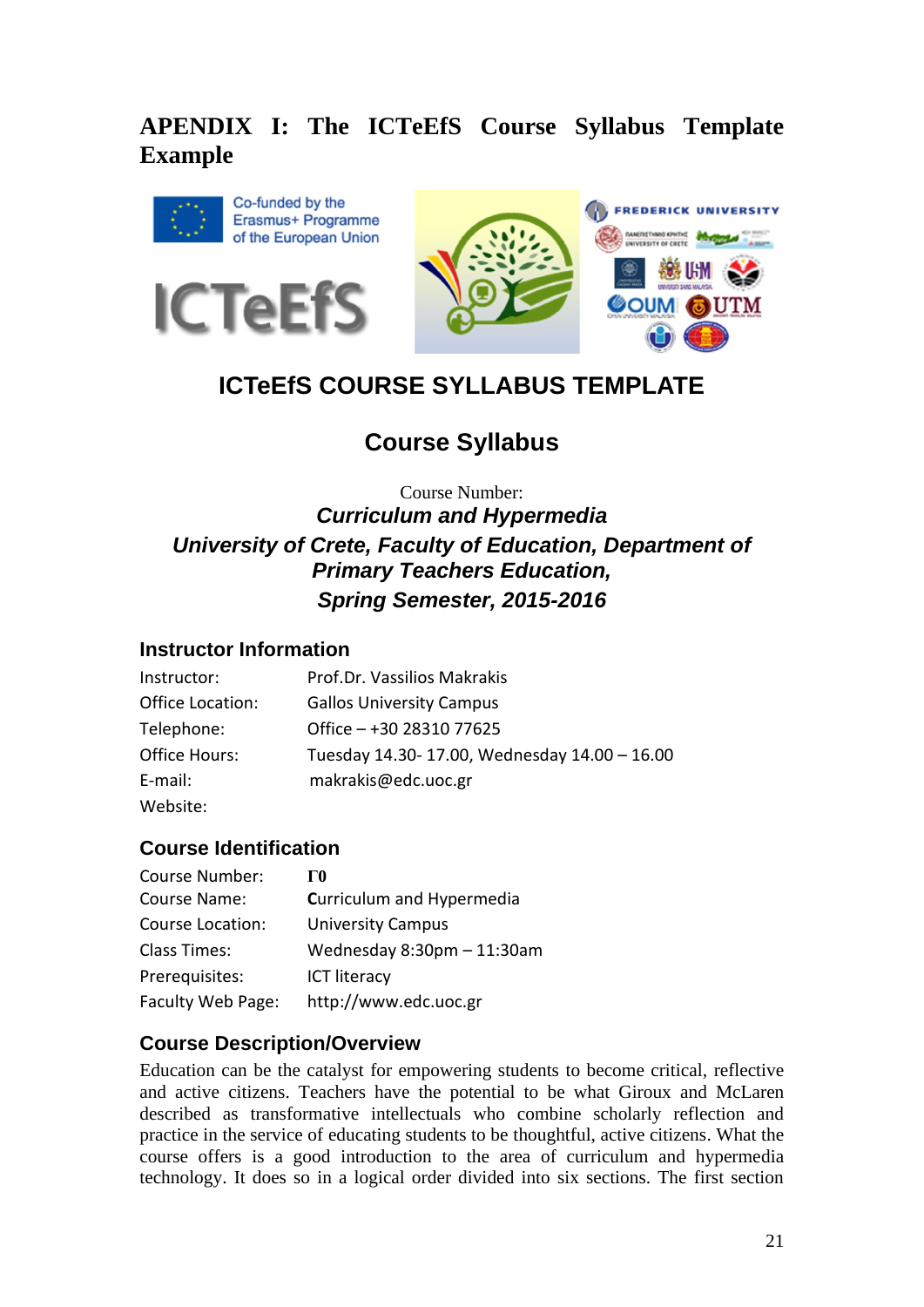# APENDIX I: The ICTeEfS Course Syllabus Template Example

Co-funded by the Erasmus+ Programme of the European Union

ICTeEfS

## ICTeEfS COURSE SYLLABUS TEMPLATE

## Course Syllabus

Course Number:

***Curriculum and Hypermedia***

***University of Crete, Faculty of Education, Department of Primary Teachers Education,***

***Spring Semester, 2015-2016***

### Instructor Information

| | |
|---|---|
| Instructor: | Prof.Dr. Vassilios Makrakis |
| Office Location: | Gallos University Campus |
| Telephone: | Office – +30 28310 77625 |
| Office Hours: | Tuesday 14.30- 17.00, Wednesday 14.00 – 16.00 |
| E-mail: | makrakis@edc.uoc.gr |
| Website: | |

### Course Identification

| | |
|---|---|
| Course Number: | **Γ0** |
| Course Name: | Curriculum and Hypermedia |
| Course Location: | University Campus |
| Class Times: | Wednesday 8:30pm – 11:30am |
| Prerequisites: | ICT literacy |
| Faculty Web Page: | http://www.edc.uoc.gr |

### Course Description/Overview

Education can be the catalyst for empowering students to become critical, reflective and active citizens. Teachers have the potential to be what Giroux and McLaren described as transformative intellectuals who combine scholarly reflection and practice in the service of educating students to be thoughtful, active citizens. What the course offers is a good introduction to the area of curriculum and hypermedia technology. It does so in a logical order divided into six sections. The first section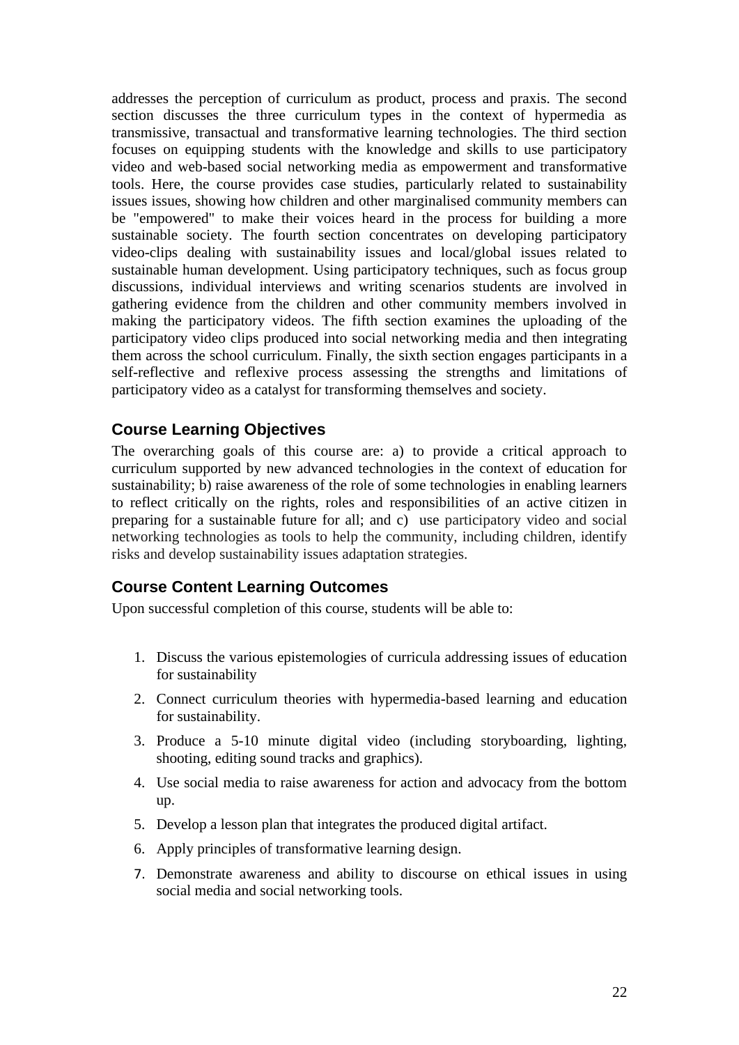addresses the perception of curriculum as product, process and praxis. The second section discusses the three curriculum types in the context of hypermedia as transmissive, transactual and transformative learning technologies. The third section focuses on equipping students with the knowledge and skills to use participatory video and web-based social networking media as empowerment and transformative tools. Here, the course provides case studies, particularly related to sustainability issues issues, showing how children and other marginalised community members can be "empowered" to make their voices heard in the process for building a more sustainable society. The fourth section concentrates on developing participatory video-clips dealing with sustainability issues and local/global issues related to sustainable human development. Using participatory techniques, such as focus group discussions, individual interviews and writing scenarios students are involved in gathering evidence from the children and other community members involved in making the participatory videos. The fifth section examines the uploading of the participatory video clips produced into social networking media and then integrating them across the school curriculum. Finally, the sixth section engages participants in a self-reflective and reflexive process assessing the strengths and limitations of participatory video as a catalyst for transforming themselves and society.

## Course Learning Objectives

The overarching goals of this course are: a) to provide a critical approach to curriculum supported by new advanced technologies in the context of education for sustainability; b) raise awareness of the role of some technologies in enabling learners to reflect critically on the rights, roles and responsibilities of an active citizen in preparing for a sustainable future for all; and c) use participatory video and social networking technologies as tools to help the community, including children, identify risks and develop sustainability issues adaptation strategies.

## Course Content Learning Outcomes

Upon successful completion of this course, students will be able to:

1. Discuss the various epistemologies of curricula addressing issues of education for sustainability
2. Connect curriculum theories with hypermedia-based learning and education for sustainability.
3. Produce a 5-10 minute digital video (including storyboarding, lighting, shooting, editing sound tracks and graphics).
4. Use social media to raise awareness for action and advocacy from the bottom up.
5. Develop a lesson plan that integrates the produced digital artifact.
6. Apply principles of transformative learning design.
7. Demonstrate awareness and ability to discourse on ethical issues in using social media and social networking tools.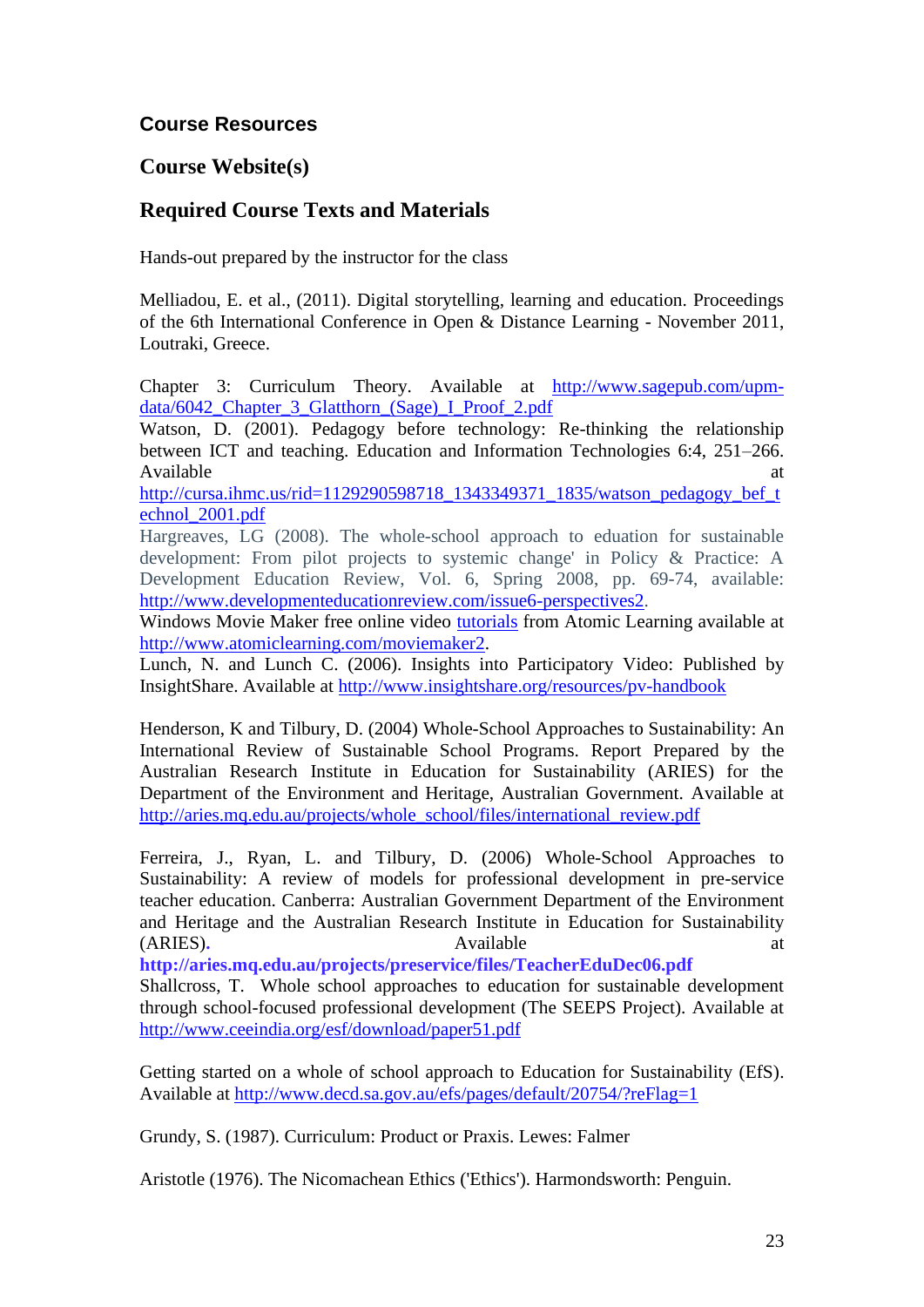## Course Resources

## Course Website(s)

## Required Course Texts and Materials

Hands-out prepared by the instructor for the class

Melliadou, E. et al., (2011). Digital storytelling, learning and education. Proceedings of the 6th International Conference in Open & Distance Learning - November 2011, Loutraki, Greece.

Chapter 3: Curriculum Theory. Available at http://www.sagepub.com/upm-data/6042_Chapter_3_Glatthorn_(Sage)_I_Proof_2.pdf

Watson, D. (2001). Pedagogy before technology: Re-thinking the relationship between ICT and teaching. Education and Information Technologies 6:4, 251–266. Available at http://cursa.ihmc.us/rid=1129290598718_1343349371_1835/watson_pedagogy_bef_technol_2001.pdf

Hargreaves, LG (2008). The whole-school approach to eduation for sustainable development: From pilot projects to systemic change' in Policy & Practice: A Development Education Review, Vol. 6, Spring 2008, pp. 69-74, available: http://www.developmenteducationreview.com/issue6-perspectives2.

Windows Movie Maker free online video tutorials from Atomic Learning available at http://www.atomiclearning.com/moviemaker2.

Lunch, N. and Lunch C. (2006). Insights into Participatory Video: Published by InsightShare. Available at http://www.insightshare.org/resources/pv-handbook

Henderson, K and Tilbury, D. (2004) Whole-School Approaches to Sustainability: An International Review of Sustainable School Programs. Report Prepared by the Australian Research Institute in Education for Sustainability (ARIES) for the Department of the Environment and Heritage, Australian Government. Available at http://aries.mq.edu.au/projects/whole_school/files/international_review.pdf

Ferreira, J., Ryan, L. and Tilbury, D. (2006) Whole-School Approaches to Sustainability: A review of models for professional development in pre-service teacher education. Canberra: Australian Government Department of the Environment and Heritage and the Australian Research Institute in Education for Sustainability (ARIES). Available at **http://aries.mq.edu.au/projects/preservice/files/TeacherEduDec06.pdf**

Shallcross, T. Whole school approaches to education for sustainable development through school-focused professional development (The SEEPS Project). Available at http://www.ceeindia.org/esf/download/paper51.pdf

Getting started on a whole of school approach to Education for Sustainability (EfS). Available at http://www.decd.sa.gov.au/efs/pages/default/20754/?reFlag=1

Grundy, S. (1987). Curriculum: Product or Praxis. Lewes: Falmer

Aristotle (1976). The Nicomachean Ethics ('Ethics'). Harmondsworth: Penguin.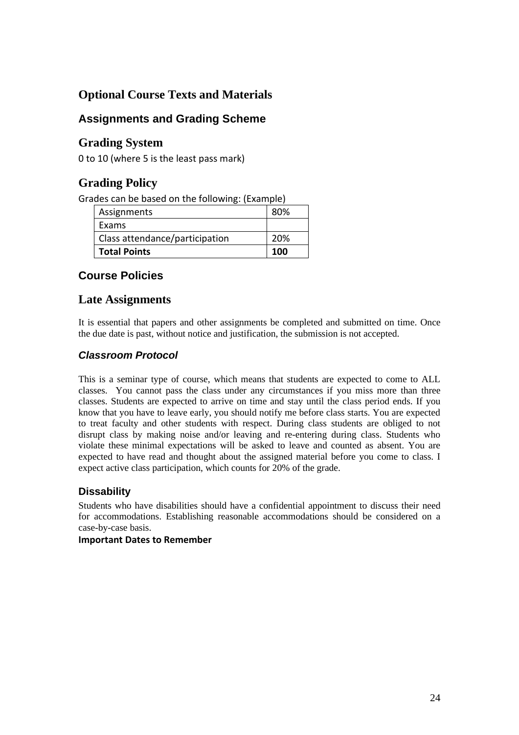## Optional Course Texts and Materials

### Assignments and Grading Scheme

## Grading System

0 to 10 (where 5 is the least pass mark)

## Grading Policy

Grades can be based on the following: (Example)

| Assignments | 80% |
|---|---|
| Exams | |
| Class attendance/participation | 20% |
| **Total Points** | **100** |

### Course Policies

## Late Assignments

It is essential that papers and other assignments be completed and submitted on time. Once the due date is past, without notice and justification, the submission is not accepted.

### *Classroom Protocol*

This is a seminar type of course, which means that students are expected to come to ALL classes. You cannot pass the class under any circumstances if you miss more than three classes. Students are expected to arrive on time and stay until the class period ends. If you know that you have to leave early, you should notify me before class starts. You are expected to treat faculty and other students with respect. During class students are obliged to not disrupt class by making noise and/or leaving and re-entering during class. Students who violate these minimal expectations will be asked to leave and counted as absent. You are expected to have read and thought about the assigned material before you come to class. I expect active class participation, which counts for 20% of the grade.

#### Dissability

Students who have disabilities should have a confidential appointment to discuss their need for accommodations. Establishing reasonable accommodations should be considered on a case-by-case basis.

**Important Dates to Remember**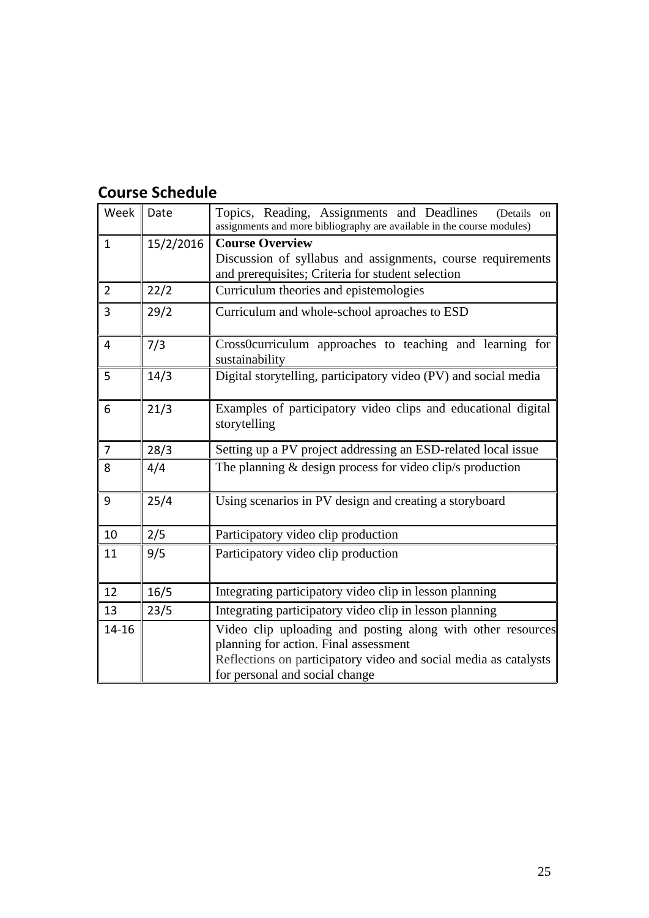## Course Schedule

| Week | Date | Topics, Reading, Assignments and Deadlines (Details on assignments and more bibliography are available in the course modules) |
|---|---|---|
| 1 | 15/2/2016 | **Course Overview**<br>Discussion of syllabus and assignments, course requirements and prerequisites; Criteria for student selection |
| 2 | 22/2 | Curriculum theories and epistemologies |
| 3 | 29/2 | Curriculum and whole-school aproaches to ESD |
| 4 | 7/3 | Cross0curriculum approaches to teaching and learning for sustainability |
| 5 | 14/3 | Digital storytelling, participatory video (PV) and social media |
| 6 | 21/3 | Examples of participatory video clips and educational digital storytelling |
| 7 | 28/3 | Setting up a PV project addressing an ESD-related local issue |
| 8 | 4/4 | The planning & design process for video clip/s production |
| 9 | 25/4 | Using scenarios in PV design and creating a storyboard |
| 10 | 2/5 | Participatory video clip production |
| 11 | 9/5 | Participatory video clip production |
| 12 | 16/5 | Integrating participatory video clip in lesson planning |
| 13 | 23/5 | Integrating participatory video clip in lesson planning |
| 14-16 | | Video clip uploading and posting along with other resources planning for action. Final assessment<br>Reflections on participatory video and social media as catalysts for personal and social change |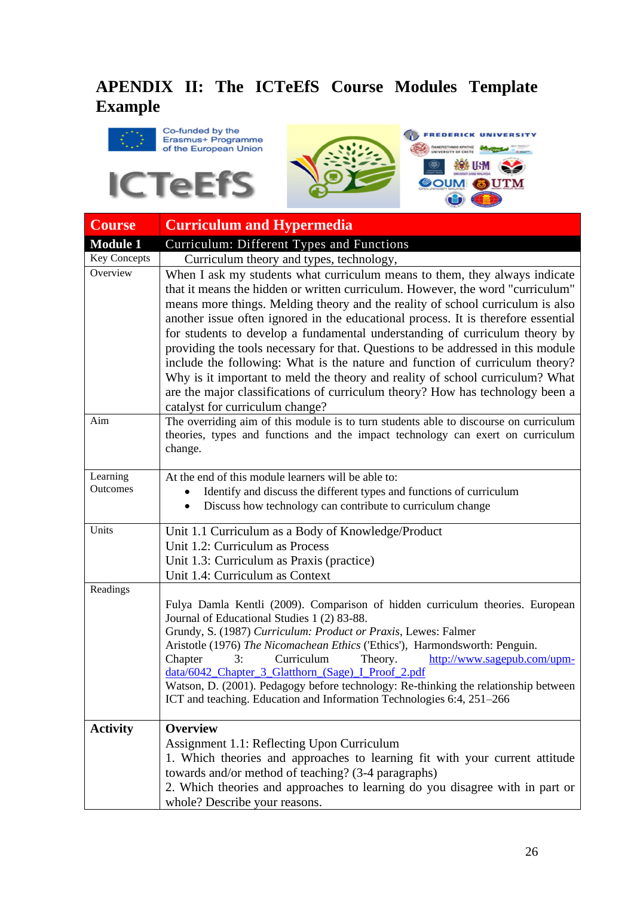# APENDIX II: The ICTeEfS Course Modules Template Example

Co-funded by the Erasmus+ Programme of the European Union

ICTeEfS

| **Course** | **Curriculum and Hypermedia** |
|---|---|
| **Module 1** | Curriculum: Different Types and Functions |
| Key Concepts | Curriculum theory and types, technology, |
| Overview | When I ask my students what curriculum means to them, they always indicate that it means the hidden or written curriculum. However, the word "curriculum" means more things. Melding theory and the reality of school curriculum is also another issue often ignored in the educational process. It is therefore essential for students to develop a fundamental understanding of curriculum theory by providing the tools necessary for that. Questions to be addressed in this module include the following: What is the nature and function of curriculum theory? Why is it important to meld the theory and reality of school curriculum? What are the major classifications of curriculum theory? How has technology been a catalyst for curriculum change? |
| Aim | The overriding aim of this module is to turn students able to discourse on curriculum theories, types and functions and the impact technology can exert on curriculum change. |
| Learning Outcomes | At the end of this module learners will be able to:<br>• Identify and discuss the different types and functions of curriculum<br>• Discuss how technology can contribute to curriculum change |
| Units | Unit 1.1 Curriculum as a Body of Knowledge/Product<br>Unit 1.2: Curriculum as Process<br>Unit 1.3: Curriculum as Praxis (practice)<br>Unit 1.4: Curriculum as Context |
| Readings | Fulya Damla Kentli (2009). Comparison of hidden curriculum theories. European Journal of Educational Studies 1 (2) 83-88.<br>Grundy, S. (1987) *Curriculum: Product or Praxis*, Lewes: Falmer<br>Aristotle (1976) *The Nicomachean Ethics* ('Ethics'), Harmondsworth: Penguin.<br>Chapter 3: Curriculum Theory. http://www.sagepub.com/upm-data/6042_Chapter_3_Glatthorn_(Sage)_I_Proof_2.pdf<br>Watson, D. (2001). Pedagogy before technology: Re-thinking the relationship between ICT and teaching. Education and Information Technologies 6:4, 251–266 |
| **Activity** | **Overview**<br>Assignment 1.1: Reflecting Upon Curriculum<br>1. Which theories and approaches to learning fit with your current attitude towards and/or method of teaching? (3-4 paragraphs)<br>2. Which theories and approaches to learning do you disagree with in part or whole? Describe your reasons. |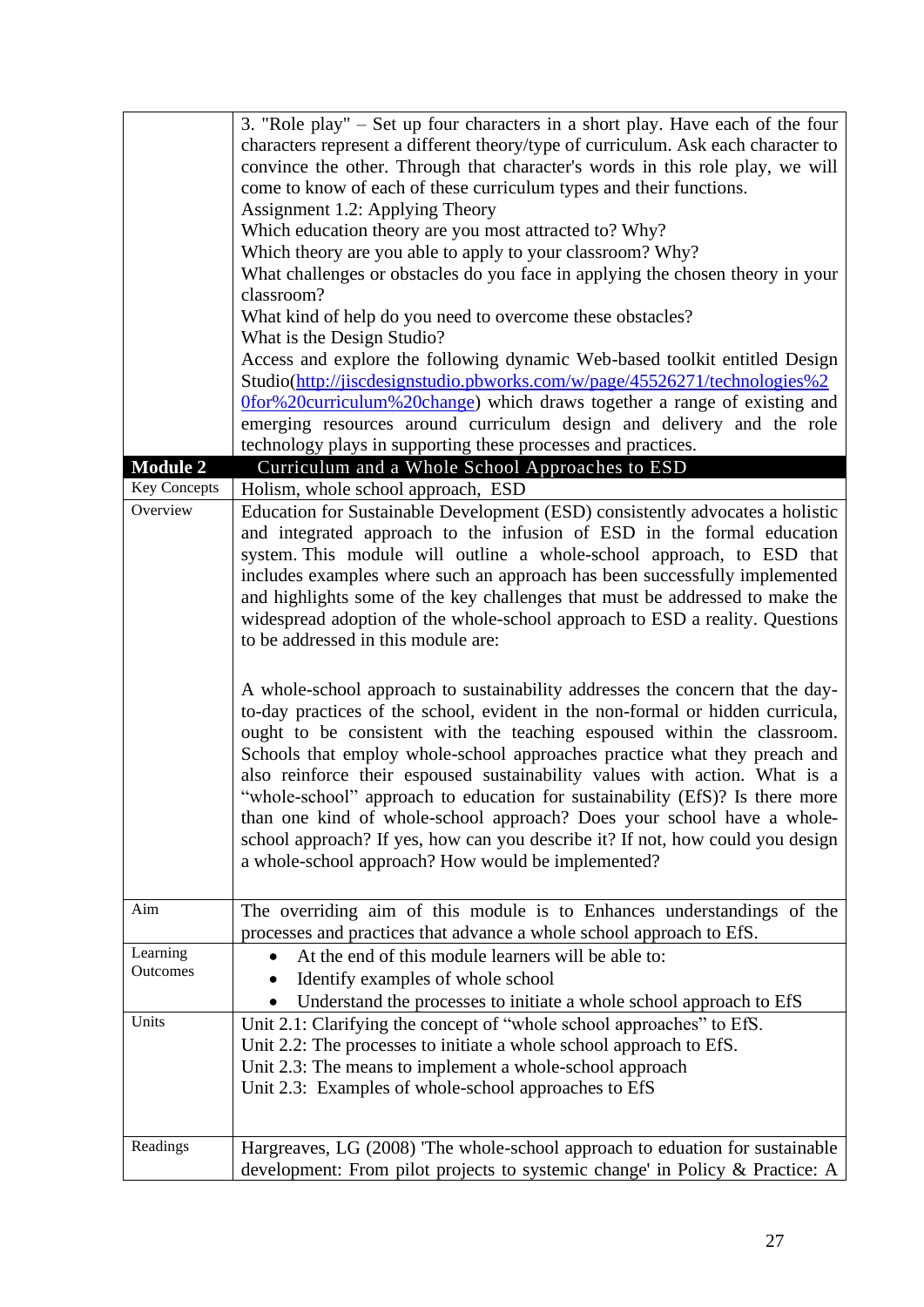| | |
|---|---|
| | 3. "Role play" – Set up four characters in a short play. Have each of the four characters represent a different theory/type of curriculum. Ask each character to convince the other. Through that character's words in this role play, we will come to know of each of these curriculum types and their functions.<br>Assignment 1.2: Applying Theory<br>Which education theory are you most attracted to? Why?<br>Which theory are you able to apply to your classroom? Why?<br>What challenges or obstacles do you face in applying the chosen theory in your classroom?<br>What kind of help do you need to overcome these obstacles?<br>What is the Design Studio?<br>Access and explore the following dynamic Web-based toolkit entitled Design Studio([http://jiscdesignstudio.pbworks.com/w/page/45526271/technologies%20for%20curriculum%20change](http://jiscdesignstudio.pbworks.com/w/page/45526271/technologies%20for%20curriculum%20change)) which draws together a range of existing and emerging resources around curriculum design and delivery and the role technology plays in supporting these processes and practices. |
| **Module 2** | **Curriculum and a Whole School Approaches to ESD** |
| Key Concepts | Holism, whole school approach, ESD |
| Overview | Education for Sustainable Development (ESD) consistently advocates a holistic and integrated approach to the infusion of ESD in the formal education system. This module will outline a whole-school approach, to ESD that includes examples where such an approach has been successfully implemented and highlights some of the key challenges that must be addressed to make the widespread adoption of the whole-school approach to ESD a reality. Questions to be addressed in this module are:<br><br>A whole-school approach to sustainability addresses the concern that the day-to-day practices of the school, evident in the non-formal or hidden curricula, ought to be consistent with the teaching espoused within the classroom. Schools that employ whole-school approaches practice what they preach and also reinforce their espoused sustainability values with action. What is a "whole-school" approach to education for sustainability (EfS)? Is there more than one kind of whole-school approach? Does your school have a whole-school approach? If yes, how can you describe it? If not, how could you design a whole-school approach? How would be implemented? |
| Aim | The overriding aim of this module is to Enhances understandings of the processes and practices that advance a whole school approach to EfS. |
| Learning Outcomes | • At the end of this module learners will be able to:<br>• Identify examples of whole school<br>• Understand the processes to initiate a whole school approach to EfS |
| Units | Unit 2.1: Clarifying the concept of "whole school approaches" to EfS.<br>Unit 2.2: The processes to initiate a whole school approach to EfS.<br>Unit 2.3: The means to implement a whole-school approach<br>Unit 2.3: Examples of whole-school approaches to EfS |
| Readings | Hargreaves, LG (2008) 'The whole-school approach to eduation for sustainable development: From pilot projects to systemic change' in Policy & Practice: A |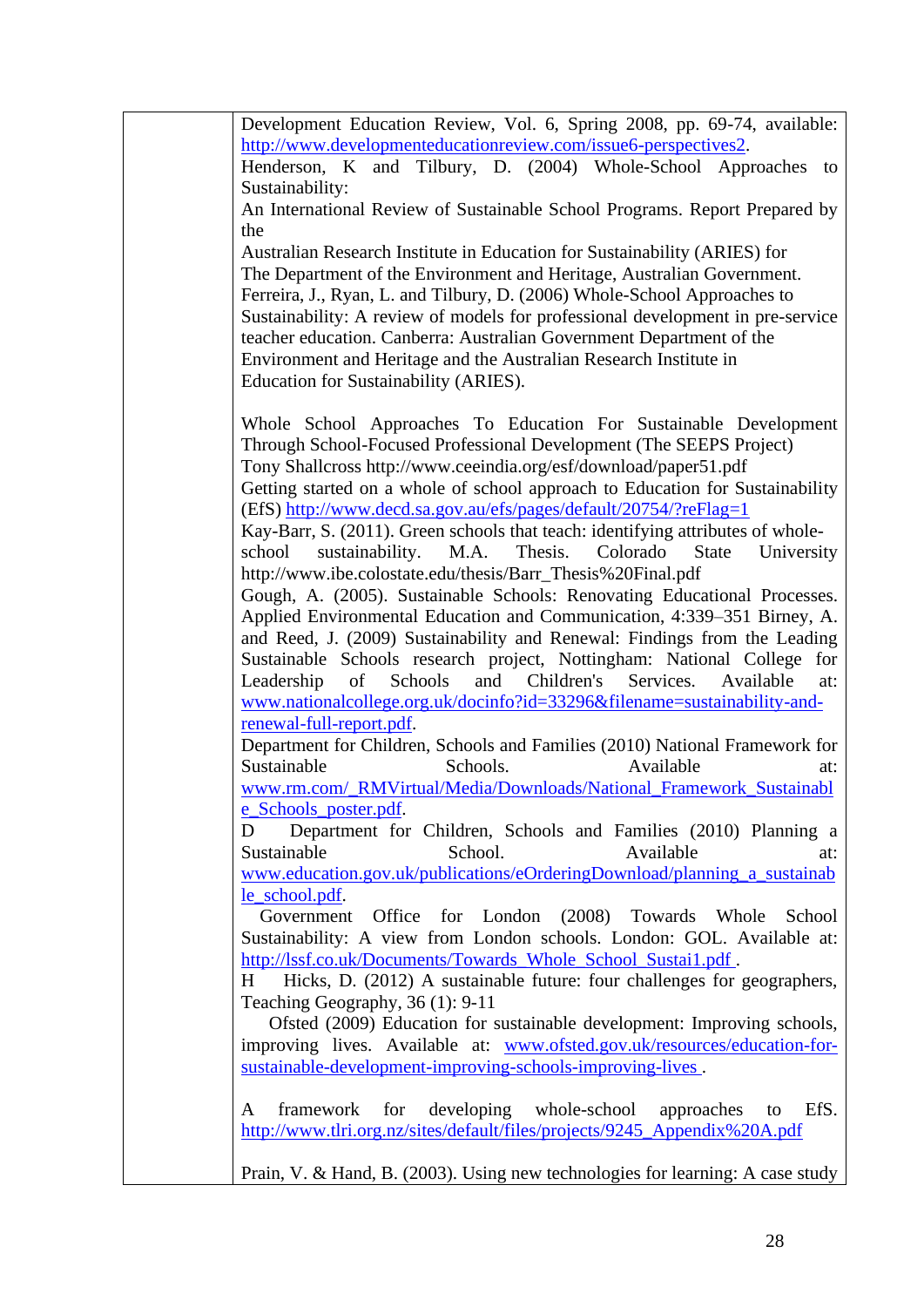| | |
|---|---|
| | Development Education Review, Vol. 6, Spring 2008, pp. 69-74, available: http://www.developmenteducationreview.com/issue6-perspectives2.<br>Henderson, K and Tilbury, D. (2004) Whole-School Approaches to Sustainability:<br>An International Review of Sustainable School Programs. Report Prepared by the<br>Australian Research Institute in Education for Sustainability (ARIES) for<br>The Department of the Environment and Heritage, Australian Government.<br>Ferreira, J., Ryan, L. and Tilbury, D. (2006) Whole-School Approaches to Sustainability: A review of models for professional development in pre-service teacher education. Canberra: Australian Government Department of the Environment and Heritage and the Australian Research Institute in Education for Sustainability (ARIES).<br><br>Whole School Approaches To Education For Sustainable Development Through School-Focused Professional Development (The SEEPS Project)<br>Tony Shallcross http://www.ceeindia.org/esf/download/paper51.pdf<br>Getting started on a whole of school approach to Education for Sustainability (EfS) http://www.decd.sa.gov.au/efs/pages/default/20754/?reFlag=1<br>Kay-Barr, S. (2011). Green schools that teach: identifying attributes of whole-school sustainability. M.A. Thesis. Colorado State University http://www.ibe.colostate.edu/thesis/Barr_Thesis%20Final.pdf<br>Gough, A. (2005). Sustainable Schools: Renovating Educational Processes. Applied Environmental Education and Communication, 4:339–351 Birney, A. and Reed, J. (2009) Sustainability and Renewal: Findings from the Leading Sustainable Schools research project, Nottingham: National College for Leadership of Schools and Children's Services. Available at: www.nationalcollege.org.uk/docinfo?id=33296&filename=sustainability-and-renewal-full-report.pdf.<br>Department for Children, Schools and Families (2010) National Framework for Sustainable Schools. Available at: www.rm.com/_RMVirtual/Media/Downloads/National_Framework_Sustainable_Schools_poster.pdf.<br>D Department for Children, Schools and Families (2010) Planning a Sustainable School. Available at: www.education.gov.uk/publications/eOrderingDownload/planning_a_sustainable_school.pdf.<br>Government Office for London (2008) Towards Whole School Sustainability: A view from London schools. London: GOL. Available at: http://lssf.co.uk/Documents/Towards_Whole_School_Sustai1.pdf .<br>H Hicks, D. (2012) A sustainable future: four challenges for geographers, Teaching Geography, 36 (1): 9-11<br>Ofsted (2009) Education for sustainable development: Improving schools, improving lives. Available at: www.ofsted.gov.uk/resources/education-for-sustainable-development-improving-schools-improving-lives .<br><br>A framework for developing whole-school approaches to EfS. http://www.tlri.org.nz/sites/default/files/projects/9245_Appendix%20A.pdf<br><br>Prain, V. & Hand, B. (2003). Using new technologies for learning: A case study |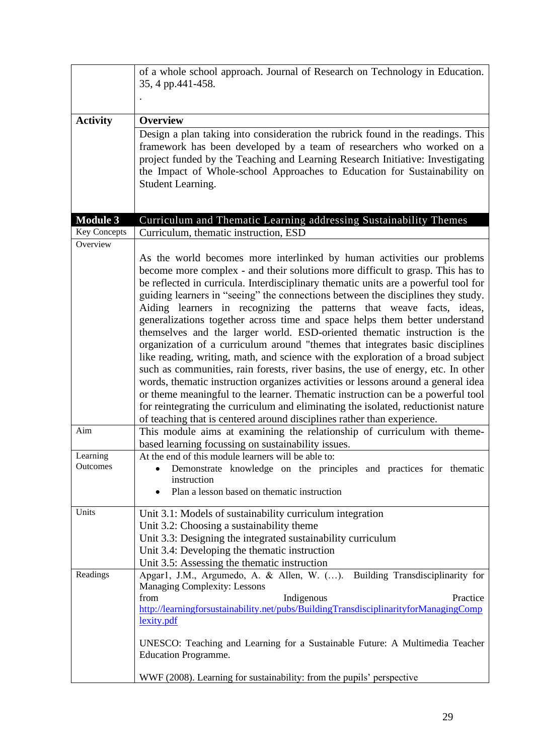| | |
|---|---|
| | of a whole school approach. Journal of Research on Technology in Education. 35, 4 pp.441-458. . |
| **Activity** | **Overview** |
| | Design a plan taking into consideration the rubrick found in the readings. This framework has been developed by a team of researchers who worked on a project funded by the Teaching and Learning Research Initiative: Investigating the Impact of Whole-school Approaches to Education for Sustainability on Student Learning. |
| **Module 3** | Curriculum and Thematic Learning addressing Sustainability Themes |
| Key Concepts | Curriculum, thematic instruction, ESD |
| Overview | As the world becomes more interlinked by human activities our problems become more complex - and their solutions more difficult to grasp. This has to be reflected in curricula. Interdisciplinary thematic units are a powerful tool for guiding learners in "seeing" the connections between the disciplines they study. Aiding learners in recognizing the patterns that weave facts, ideas, generalizations together across time and space helps them better understand themselves and the larger world. ESD-oriented thematic instruction is the organization of a curriculum around "themes that integrates basic disciplines like reading, writing, math, and science with the exploration of a broad subject such as communities, rain forests, river basins, the use of energy, etc. In other words, thematic instruction organizes activities or lessons around a general idea or theme meaningful to the learner. Thematic instruction can be a powerful tool for reintegrating the curriculum and eliminating the isolated, reductionist nature of teaching that is centered around disciplines rather than experience. |
| Aim | This module aims at examining the relationship of curriculum with theme-based learning focussing on sustainability issues. |
| Learning Outcomes | At the end of this module learners will be able to:<br>• Demonstrate knowledge on the principles and practices for thematic instruction<br>• Plan a lesson based on thematic instruction |
| Units | Unit 3.1: Models of sustainability curriculum integration<br>Unit 3.2: Choosing a sustainability theme<br>Unit 3.3: Designing the integrated sustainability curriculum<br>Unit 3.4: Developing the thematic instruction<br>Unit 3.5: Assessing the thematic instruction |
| Readings | Apgar1, J.M., Argumedo, A. & Allen, W. (…). Building Transdisciplinarity for Managing Complexity: Lessons from Indigenous Practice http://learningforsustainability.net/pubs/BuildingTransdisciplinarityforManagingComplexity.pdf<br><br>UNESCO: Teaching and Learning for a Sustainable Future: A Multimedia Teacher Education Programme.<br><br>WWF (2008). Learning for sustainability: from the pupils' perspective |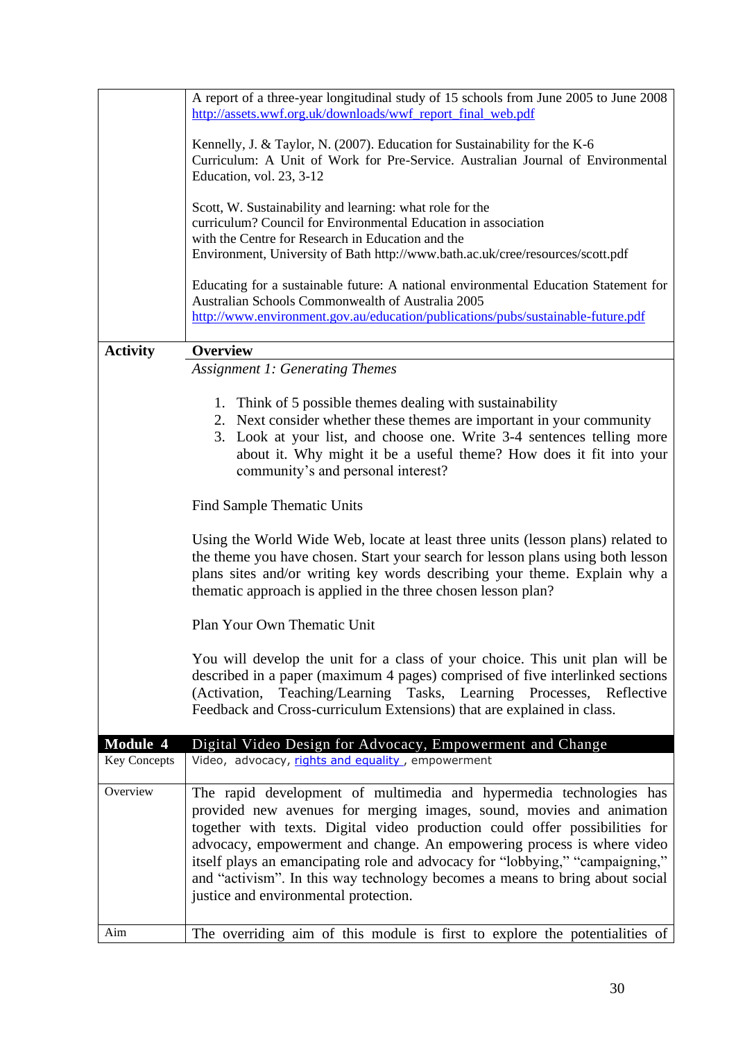| | |
|---|---|
| | A report of a three-year longitudinal study of 15 schools from June 2005 to June 2008 http://assets.wwf.org.uk/downloads/wwf_report_final_web.pdf<br><br>Kennelly, J. & Taylor, N. (2007). Education for Sustainability for the K-6 Curriculum: A Unit of Work for Pre-Service. Australian Journal of Environmental Education, vol. 23, 3-12<br><br>Scott, W. Sustainability and learning: what role for the curriculum? Council for Environmental Education in association with the Centre for Research in Education and the Environment, University of Bath http://www.bath.ac.uk/cree/resources/scott.pdf<br><br>Educating for a sustainable future: A national environmental Education Statement for Australian Schools Commonwealth of Australia 2005 http://www.environment.gov.au/education/publications/pubs/sustainable-future.pdf |
| **Activity** | **Overview** |
| | *Assignment 1: Generating Themes*<br><br>1. Think of 5 possible themes dealing with sustainability<br>2. Next consider whether these themes are important in your community<br>3. Look at your list, and choose one. Write 3-4 sentences telling more about it. Why might it be a useful theme? How does it fit into your community's and personal interest?<br><br>Find Sample Thematic Units<br><br>Using the World Wide Web, locate at least three units (lesson plans) related to the theme you have chosen. Start your search for lesson plans using both lesson plans sites and/or writing key words describing your theme. Explain why a thematic approach is applied in the three chosen lesson plan?<br><br>Plan Your Own Thematic Unit<br><br>You will develop the unit for a class of your choice. This unit plan will be described in a paper (maximum 4 pages) comprised of five interlinked sections (Activation, Teaching/Learning Tasks, Learning Processes, Reflective Feedback and Cross-curriculum Extensions) that are explained in class. |
| **Module 4** | **Digital Video Design for Advocacy, Empowerment and Change** |
| Key Concepts | Video, advocacy, rights and equality , empowerment |
| Overview | The rapid development of multimedia and hypermedia technologies has provided new avenues for merging images, sound, movies and animation together with texts. Digital video production could offer possibilities for advocacy, empowerment and change. An empowering process is where video itself plays an emancipating role and advocacy for "lobbying," "campaigning," and "activism". In this way technology becomes a means to bring about social justice and environmental protection. |
| Aim | The overriding aim of this module is first to explore the potentialities of |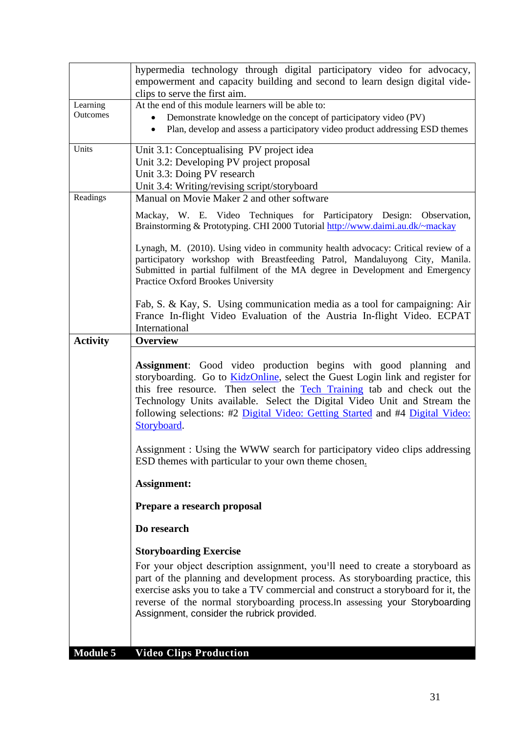| | |
|---|---|
| | hypermedia technology through digital participatory video for advocacy, empowerment and capacity building and second to learn design digital vide-clips to serve the first aim. |
| Learning Outcomes | At the end of this module learners will be able to: <br>• Demonstrate knowledge on the concept of participatory video (PV) <br>• Plan, develop and assess a participatory video product addressing ESD themes |
| Units | Unit 3.1: Conceptualising PV project idea <br>Unit 3.2: Developing PV project proposal <br>Unit 3.3: Doing PV research <br>Unit 3.4: Writing/revising script/storyboard |
| Readings | Manual on Movie Maker 2 and other software <br><br>Mackay, W. E. Video Techniques for Participatory Design: Observation, Brainstorming & Prototyping. CHI 2000 Tutorial http://www.daimi.au.dk/~mackay <br><br>Lynagh, M. (2010). Using video in community health advocacy: Critical review of a participatory workshop with Breastfeeding Patrol, Mandaluyong City, Manila. Submitted in partial fulfilment of the MA degree in Development and Emergency Practice Oxford Brookes University <br><br>Fab, S. & Kay, S. Using communication media as a tool for campaigning: Air France In-flight Video Evaluation of the Austria In-flight Video. ECPAT International |
| **Activity** | **Overview** |
| | **Assignment**: Good video production begins with good planning and storyboarding. Go to KidzOnline, select the Guest Login link and register for this free resource. Then select the Tech Training tab and check out the Technology Units available. Select the Digital Video Unit and Stream the following selections: #2 Digital Video: Getting Started and #4 Digital Video: Storyboard. <br><br>Assignment : Using the WWW search for participatory video clips addressing ESD themes with particular to your own theme chosen. <br><br>**Assignment:** <br><br>**Prepare a research proposal** <br><br>**Do research** <br><br>**Storyboarding Exercise** <br>For your object description assignment, you'll need to create a storyboard as part of the planning and development process. As storyboarding practice, this exercise asks you to take a TV commercial and construct a storyboard for it, the reverse of the normal storyboarding process.In assessing your Storyboarding Assignment, consider the rubrick provided. |
| **Module 5** | **Video Clips Production** |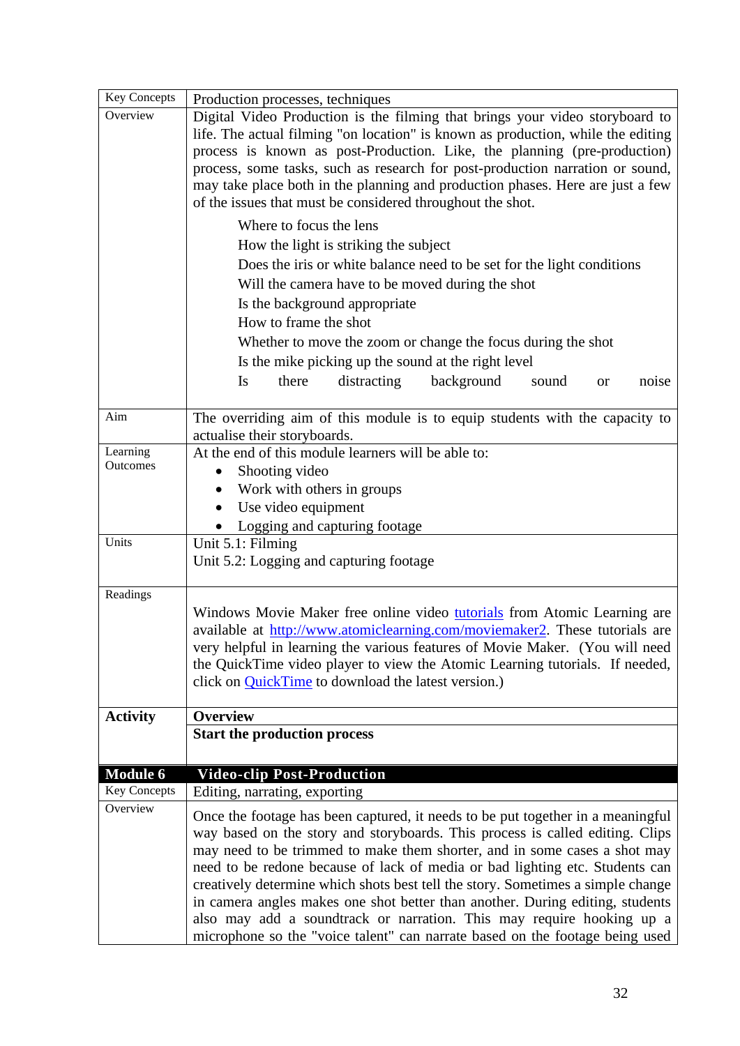| Key Concepts | Production processes, techniques |
|---|---|
| Overview | Digital Video Production is the filming that brings your video storyboard to life. The actual filming "on location" is known as production, while the editing process is known as post-Production. Like, the planning (pre-production) process, some tasks, such as research for post-production narration or sound, may take place both in the planning and production phases. Here are just a few of the issues that must be considered throughout the shot.<br><br>Where to focus the lens<br>How the light is striking the subject<br>Does the iris or white balance need to be set for the light conditions<br>Will the camera have to be moved during the shot<br>Is the background appropriate<br>How to frame the shot<br>Whether to move the zoom or change the focus during the shot<br>Is the mike picking up the sound at the right level<br>Is there distracting background sound or noise |
| Aim | The overriding aim of this module is to equip students with the capacity to actualise their storyboards. |
| Learning Outcomes | At the end of this module learners will be able to:<br>• Shooting video<br>• Work with others in groups<br>• Use video equipment<br>• Logging and capturing footage |
| Units | Unit 5.1: Filming<br>Unit 5.2: Logging and capturing footage |
| Readings | Windows Movie Maker free online video [tutorials](http://www.atomiclearning.com/moviemaker2) from Atomic Learning are available at [http://www.atomiclearning.com/moviemaker2](http://www.atomiclearning.com/moviemaker2). These tutorials are very helpful in learning the various features of Movie Maker. (You will need the QuickTime video player to view the Atomic Learning tutorials. If needed, click on QuickTime to download the latest version.) |
| **Activity** | **Overview**<br>**Start the production process** |
| **Module 6** | **Video-clip Post-Production** |
| Key Concepts | Editing, narrating, exporting |
| Overview | Once the footage has been captured, it needs to be put together in a meaningful way based on the story and storyboards. This process is called editing. Clips may need to be trimmed to make them shorter, and in some cases a shot may need to be redone because of lack of media or bad lighting etc. Students can creatively determine which shots best tell the story. Sometimes a simple change in camera angles makes one shot better than another. During editing, students also may add a soundtrack or narration. This may require hooking up a microphone so the "voice talent" can narrate based on the footage being used |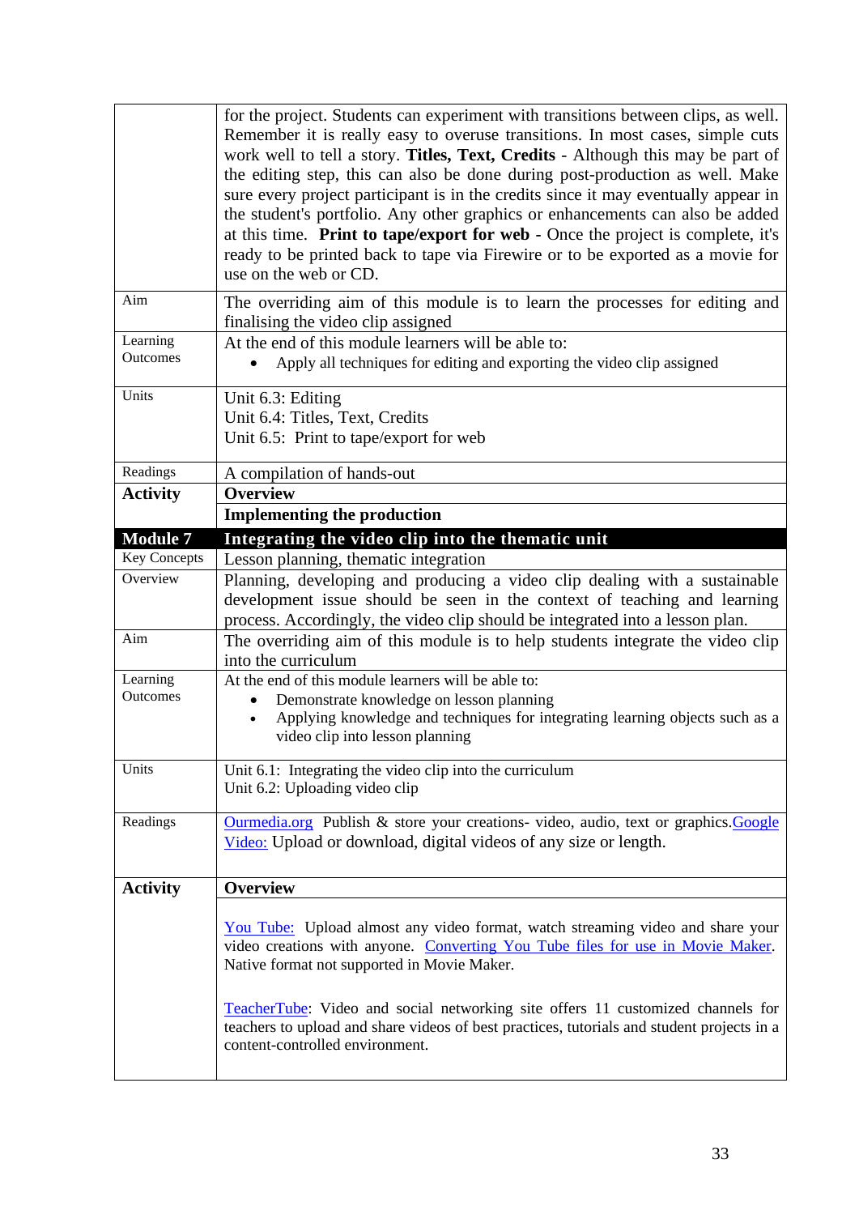| | |
|---|---|
| | for the project. Students can experiment with transitions between clips, as well. Remember it is really easy to overuse transitions. In most cases, simple cuts work well to tell a story. **Titles, Text, Credits** - Although this may be part of the editing step, this can also be done during post-production as well. Make sure every project participant is in the credits since it may eventually appear in the student's portfolio. Any other graphics or enhancements can also be added at this time. **Print to tape/export for web -** Once the project is complete, it's ready to be printed back to tape via Firewire or to be exported as a movie for use on the web or CD. |
| Aim | The overriding aim of this module is to learn the processes for editing and finalising the video clip assigned |
| Learning Outcomes | At the end of this module learners will be able to:<br>• Apply all techniques for editing and exporting the video clip assigned |
| Units | Unit 6.3: Editing<br>Unit 6.4: Titles, Text, Credits<br>Unit 6.5: Print to tape/export for web |
| Readings | A compilation of hands-out |
| **Activity** | **Overview** |
| | **Implementing the production** |
| **Module 7** | **Integrating the video clip into the thematic unit** |
| Key Concepts | Lesson planning, thematic integration |
| Overview | Planning, developing and producing a video clip dealing with a sustainable development issue should be seen in the context of teaching and learning process. Accordingly, the video clip should be integrated into a lesson plan. |
| Aim | The overriding aim of this module is to help students integrate the video clip into the curriculum |
| Learning Outcomes | At the end of this module learners will be able to:<br>• Demonstrate knowledge on lesson planning<br>• Applying knowledge and techniques for integrating learning objects such as a video clip into lesson planning |
| Units | Unit 6.1: Integrating the video clip into the curriculum<br>Unit 6.2: Uploading video clip |
| Readings | Ourmedia.org Publish & store your creations- video, audio, text or graphics.Google Video: Upload or download, digital videos of any size or length. |
| **Activity** | **Overview** |
| | You Tube: Upload almost any video format, watch streaming video and share your video creations with anyone. Converting You Tube files for use in Movie Maker. Native format not supported in Movie Maker.<br><br>TeacherTube: Video and social networking site offers 11 customized channels for teachers to upload and share videos of best practices, tutorials and student projects in a content-controlled environment. |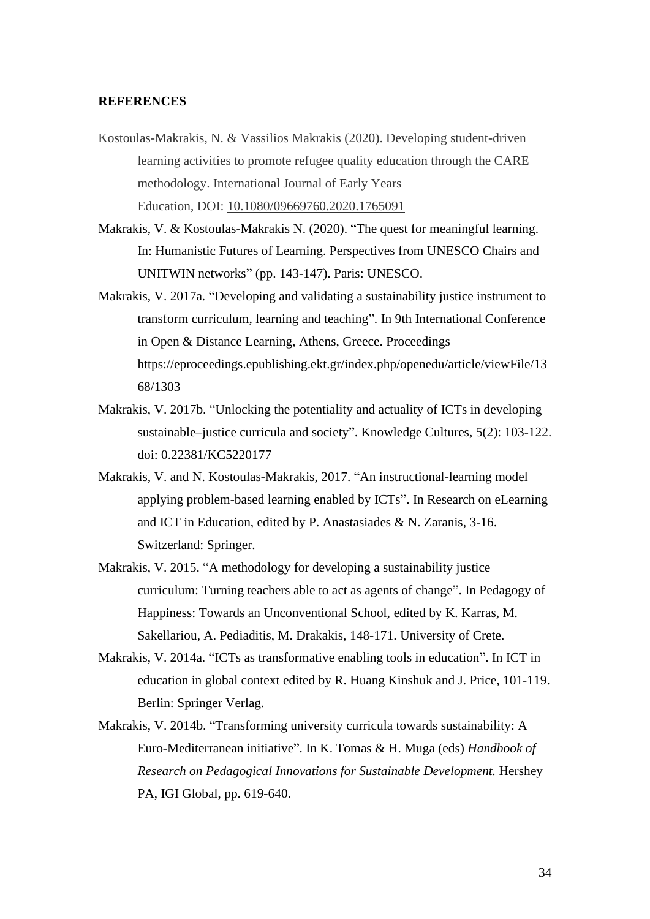**REFERENCES**

Kostoulas-Makrakis, N. & Vassilios Makrakis (2020). Developing student-driven learning activities to promote refugee quality education through the CARE methodology. International Journal of Early Years Education, DOI: 10.1080/09669760.2020.1765091

Makrakis, V. & Kostoulas-Makrakis N. (2020). "The quest for meaningful learning. In: Humanistic Futures of Learning. Perspectives from UNESCO Chairs and UNITWIN networks" (pp. 143-147). Paris: UNESCO.

Makrakis, V. 2017a. "Developing and validating a sustainability justice instrument to transform curriculum, learning and teaching". In 9th International Conference in Open & Distance Learning, Athens, Greece. Proceedings https://eproceedings.epublishing.ekt.gr/index.php/openedu/article/viewFile/1368/1303

Makrakis, V. 2017b. "Unlocking the potentiality and actuality of ICTs in developing sustainable–justice curricula and society". Knowledge Cultures, 5(2): 103-122. doi: 0.22381/KC5220177

Makrakis, V. and N. Kostoulas-Makrakis, 2017. "An instructional-learning model applying problem-based learning enabled by ICTs". In Research on eLearning and ICT in Education, edited by P. Anastasiades & N. Zaranis, 3-16. Switzerland: Springer.

Makrakis, V. 2015. "A methodology for developing a sustainability justice curriculum: Turning teachers able to act as agents of change". In Pedagogy of Happiness: Towards an Unconventional School, edited by K. Karras, M. Sakellariou, A. Pediaditis, M. Drakakis, 148-171. University of Crete.

Makrakis, V. 2014a. "ICTs as transformative enabling tools in education". In ICT in education in global context edited by R. Huang Kinshuk and J. Price, 101-119. Berlin: Springer Verlag.

Makrakis, V. 2014b. "Transforming university curricula towards sustainability: A Euro-Mediterranean initiative". In K. Tomas & H. Muga (eds) *Handbook of Research on Pedagogical Innovations for Sustainable Development.* Hershey PA, IGI Global, pp. 619-640.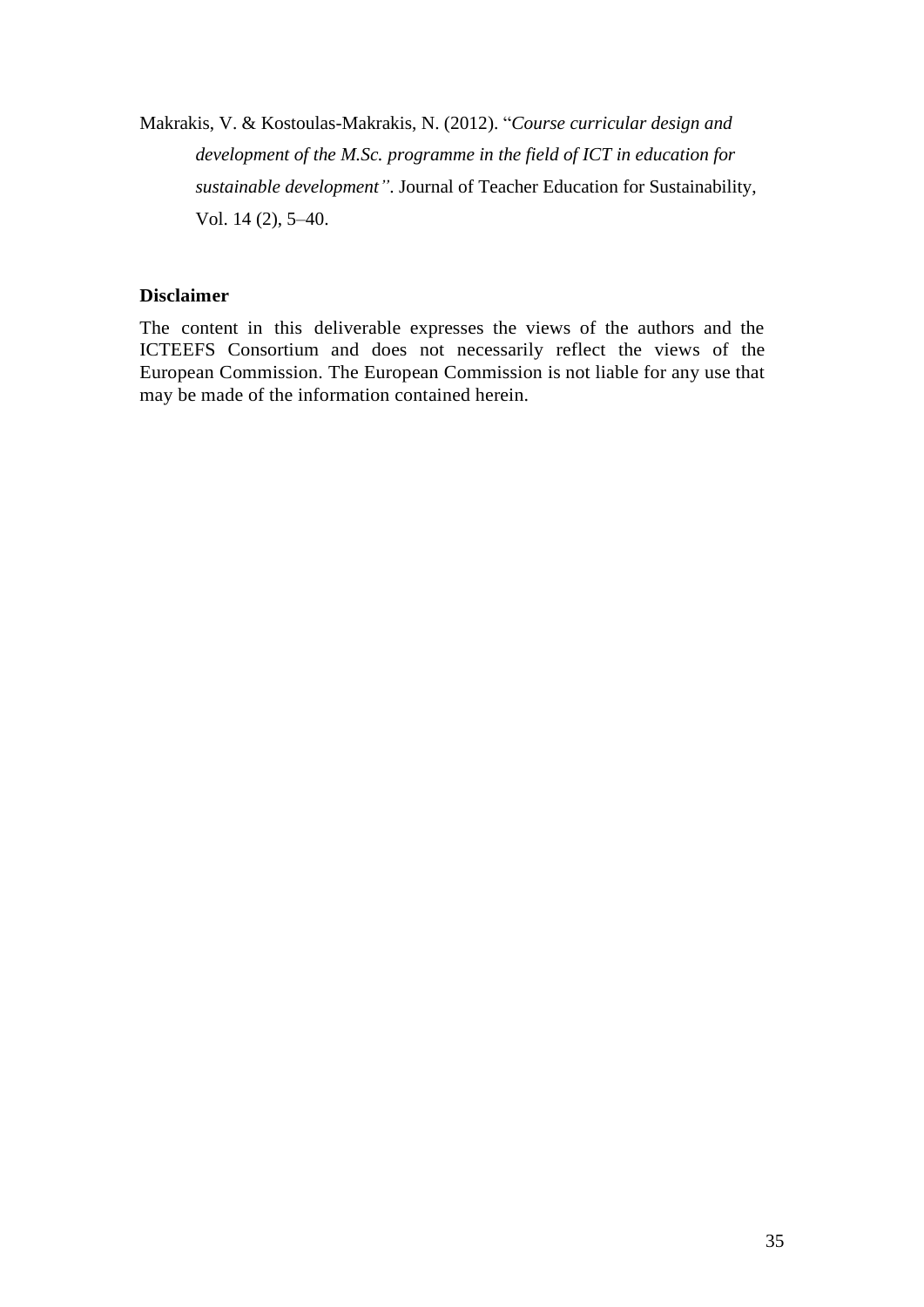Makrakis, V. & Kostoulas-Makrakis, N. (2012). "*Course curricular design and development of the M.Sc. programme in the field of ICT in education for sustainable development"*. Journal of Teacher Education for Sustainability, Vol. 14 (2), 5–40.

**Disclaimer**

The content in this deliverable expresses the views of the authors and the ICTEEFS Consortium and does not necessarily reflect the views of the European Commission. The European Commission is not liable for any use that may be made of the information contained herein.